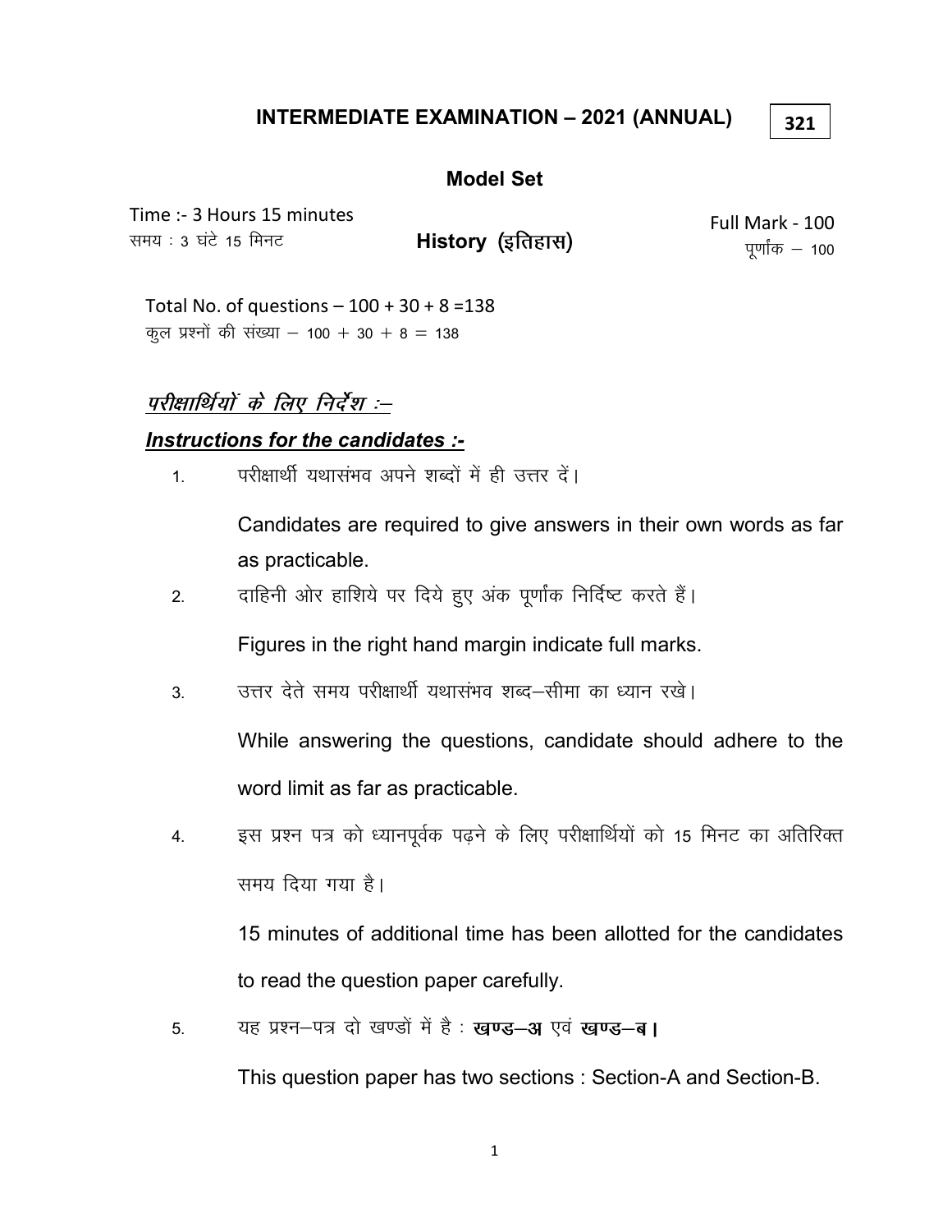# INTERMEDIATE EXAMINATION – 2021 (ANNUAL)

**321**

## Model Set

Time :- 3 Hours 15 minutes
समय : 3 घंटे 15 मिनट

**History (इतिहास)**

Full Mark - 100
पूर्णांक – 100

Total No. of questions – 100 + 30 + 8 =138
कुल प्रश्नों की संख्या – 100 + 30 + 8 = 138

***परीक्षार्थियों के लिए निर्देश :–***

***Instructions for the candidates :-***

1. परीक्षार्थी यथासंभव अपने शब्दों में ही उत्तर दें।

   Candidates are required to give answers in their own words as far as practicable.

2. दाहिनी ओर हाशिये पर दिये हुए अंक पूर्णांक निर्दिष्ट करते हैं।

   Figures in the right hand margin indicate full marks.

3. उत्तर देते समय परीक्षार्थी यथासंभव शब्द–सीमा का ध्यान रखे।

   While answering the questions, candidate should adhere to the word limit as far as practicable.

4. इस प्रश्न पत्र को ध्यानपूर्वक पढ़ने के लिए परीक्षार्थियों को 15 मिनट का अतिरिक्त समय दिया गया है।

   15 minutes of additional time has been allotted for the candidates to read the question paper carefully.

5. यह प्रश्न–पत्र दो खण्डों में है : **खण्ड–अ** एवं **खण्ड–ब।**

   This question paper has two sections : Section-A and Section-B.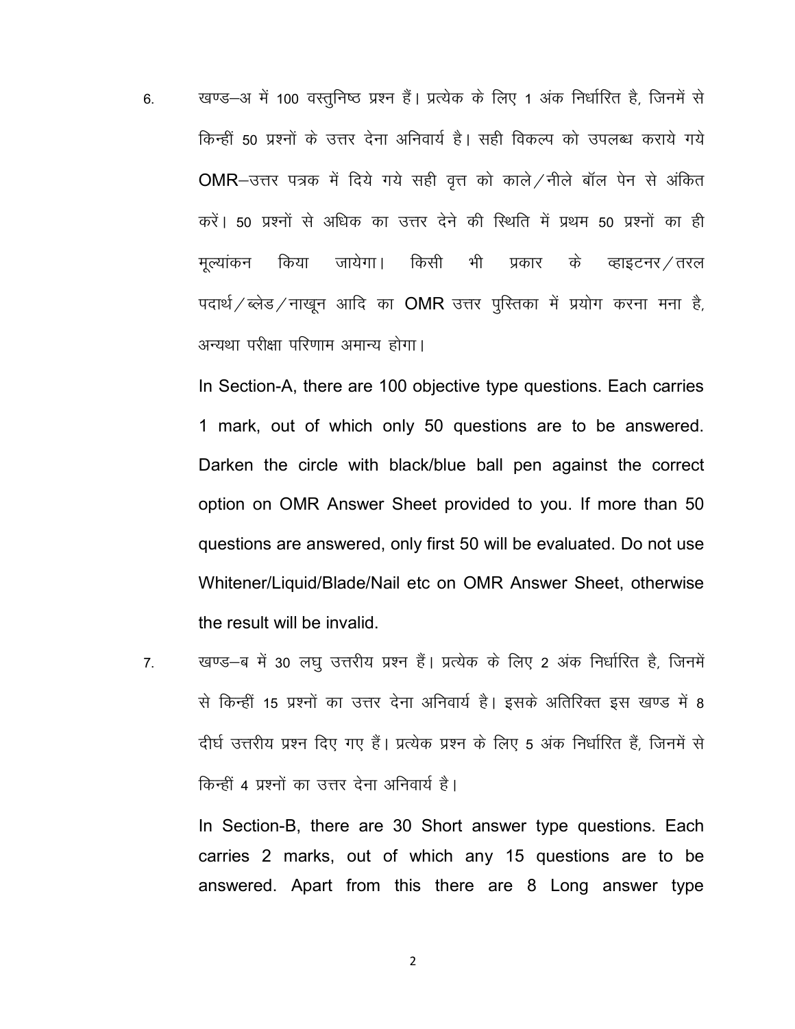6. खण्ड–अ में 100 वस्तुनिष्ठ प्रश्न हैं। प्रत्येक के लिए 1 अंक निर्धारित है, जिनमें से किन्हीं 50 प्रश्नों के उत्तर देना अनिवार्य है। सही विकल्प को उपलब्ध कराये गये OMR–उत्तर पत्रक में दिये गये सही वृत्त को काले/नीले बॉल पेन से अंकित करें। 50 प्रश्नों से अधिक का उत्तर देने की स्थिति में प्रथम 50 प्रश्नों का ही मूल्यांकन किया जायेगा। किसी भी प्रकार के व्हाइटनर/तरल पदार्थ/ब्लेड/नाखून आदि का OMR उत्तर पुस्तिका में प्रयोग करना मना है, अन्यथा परीक्षा परिणाम अमान्य होगा।

   In Section-A, there are 100 objective type questions. Each carries 1 mark, out of which only 50 questions are to be answered. Darken the circle with black/blue ball pen against the correct option on OMR Answer Sheet provided to you. If more than 50 questions are answered, only first 50 will be evaluated. Do not use Whitener/Liquid/Blade/Nail etc on OMR Answer Sheet, otherwise the result will be invalid.

7. खण्ड–ब में 30 लघु उत्तरीय प्रश्न हैं। प्रत्येक के लिए 2 अंक निर्धारित है, जिनमें से किन्हीं 15 प्रश्नों का उत्तर देना अनिवार्य है। इसके अतिरिक्त इस खण्ड में 8 दीर्घ उत्तरीय प्रश्न दिए गए हैं। प्रत्येक प्रश्न के लिए 5 अंक निर्धारित हैं, जिनमें से किन्हीं 4 प्रश्नों का उत्तर देना अनिवार्य है।

   In Section-B, there are 30 Short answer type questions. Each carries 2 marks, out of which any 15 questions are to be answered. Apart from this there are 8 Long answer type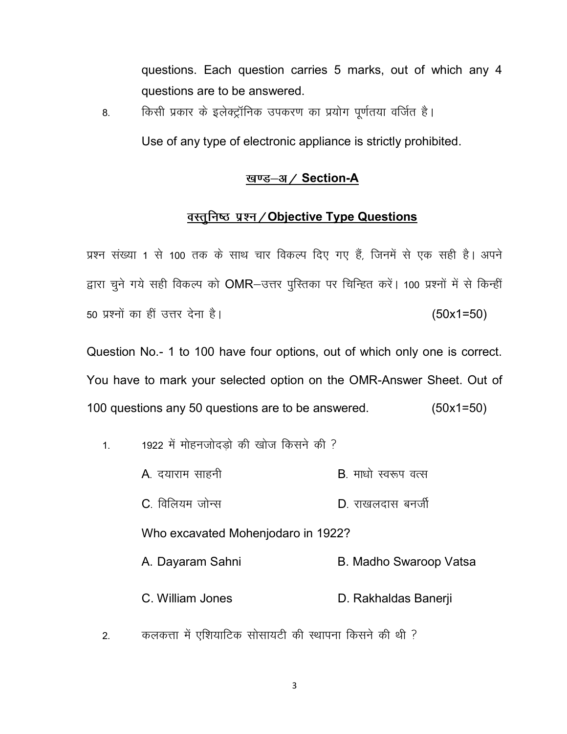questions. Each question carries 5 marks, out of which any 4 questions are to be answered.

8. किसी प्रकार के इलेक्ट्रॉनिक उपकरण का प्रयोग पूर्णतया वर्जित है।

   Use of any type of electronic appliance is strictly prohibited.

## खण्ड–अ / Section-A

### वस्तुनिष्ठ प्रश्न / Objective Type Questions

प्रश्न संख्या 1 से 100 तक के साथ चार विकल्प दिए गए हैं, जिनमें से एक सही है। अपने द्वारा चुने गये सही विकल्प को OMR–उत्तर पुस्तिका पर चिन्हित करें। 100 प्रश्नों में से किन्हीं 50 प्रश्नों का हीं उत्तर देना है। (50x1=50)

Question No.- 1 to 100 have four options, out of which only one is correct. You have to mark your selected option on the OMR-Answer Sheet. Out of 100 questions any 50 questions are to be answered. (50x1=50)

1. 1922 में मोहनजोदड़ो की खोज किसने की ?

   A. दयाराम साहनी    B. माधो स्वरूप वत्स

   C. विलियम जोन्स    D. राखलदास बनर्जी

   Who excavated Mohenjodaro in 1922?

   A. Dayaram Sahni    B. Madho Swaroop Vatsa

   C. William Jones    D. Rakhaldas Banerji

2. कलकत्ता में एशियाटिक सोसायटी की स्थापना किसने की थी ?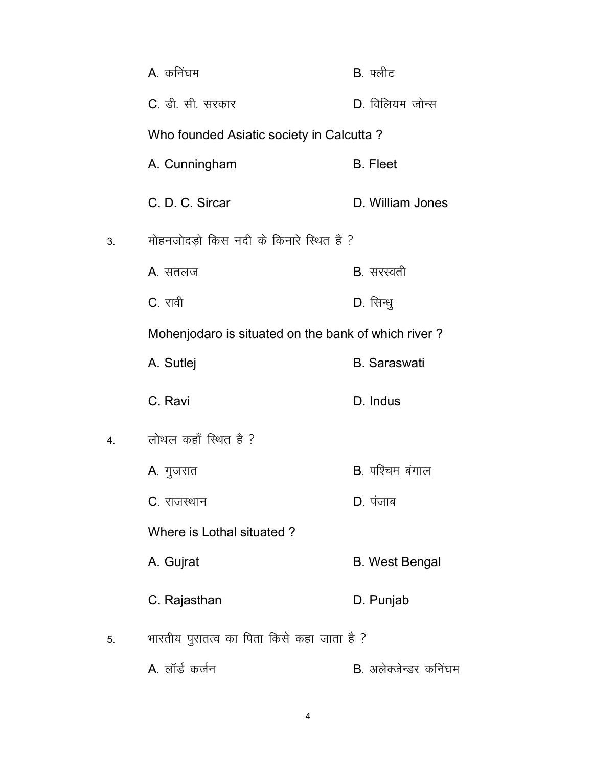A. कनिंघम B. फ्लीट

C. डी. सी. सरकार D. विलियम जोन्स

Who founded Asiatic society in Calcutta ?

A. Cunningham B. Fleet

C. D. C. Sircar D. William Jones

3. मोहनजोदड़ो किस नदी के किनारे स्थित है ?

A. सतलज B. सरस्वती

C. रावी D. सिन्धु

Mohenjodaro is situated on the bank of which river ?

A. Sutlej B. Saraswati

C. Ravi D. Indus

4. लोथल कहाँ स्थित है ?

A. गुजरात B. पश्चिम बंगाल

C. राजस्थान D. पंजाब

Where is Lothal situated ?

A. Gujrat B. West Bengal

C. Rajasthan D. Punjab

5. भारतीय पुरातत्व का पिता किसे कहा जाता है ?

A. लॉर्ड कर्जन B. अलेक्जेन्डर कनिंघम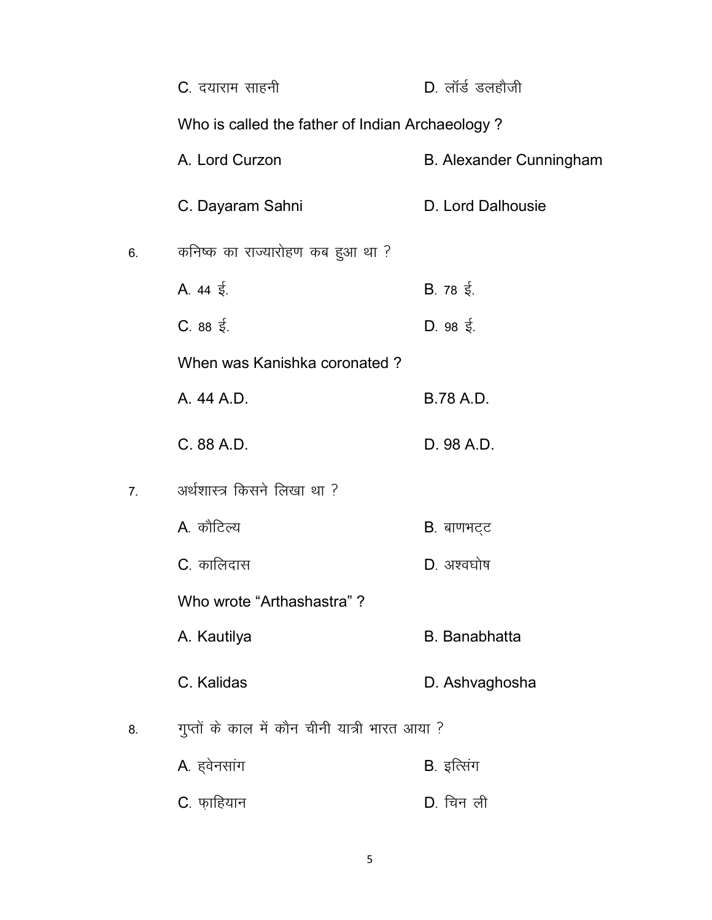C. दयाराम साहनी D. लॉर्ड डलहौजी

Who is called the father of Indian Archaeology ?

A. Lord Curzon B. Alexander Cunningham

C. Dayaram Sahni D. Lord Dalhousie

6. कनिष्क का राज्यारोहण कब हुआ था ?

A. 44 ई. B. 78 ई.

C. 88 ई. D. 98 ई.

When was Kanishka coronated ?

A. 44 A.D. B.78 A.D.

C. 88 A.D. D. 98 A.D.

7. अर्थशास्त्र किसने लिखा था ?

A. कौटिल्य B. बाणभट्ट

C. कालिदास D. अश्वघोष

Who wrote “Arthashastra” ?

A. Kautilya B. Banabhatta

C. Kalidas D. Ashvaghosha

8. गुप्तों के काल में कौन चीनी यात्री भारत आया ?

A. ह्वेनसांग B. इत्सिंग

C. फ़ाहियान D. चिन ली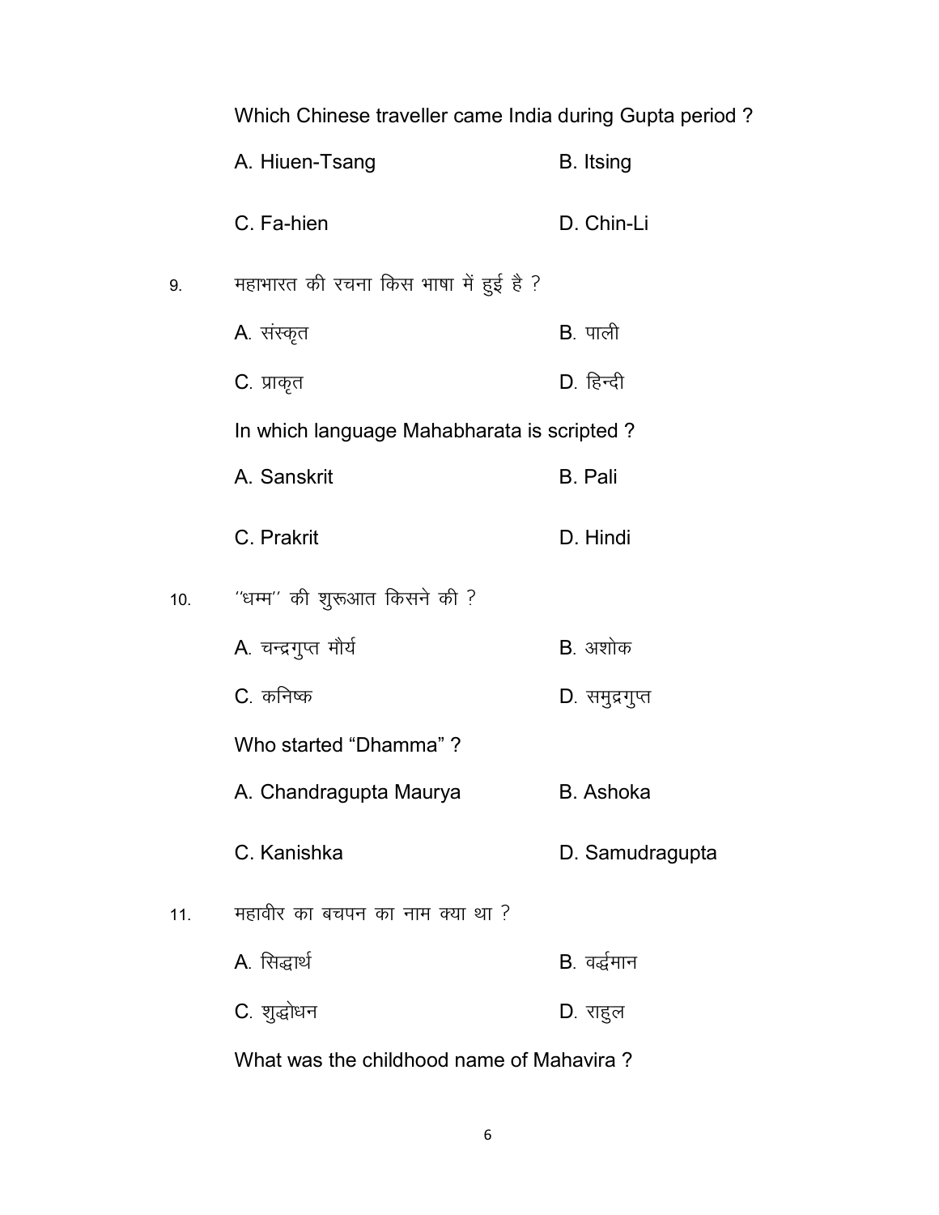Which Chinese traveller came India during Gupta period ?

A. Hiuen-Tsang B. Itsing

C. Fa-hien D. Chin-Li

9. महाभारत की रचना किस भाषा में हुई है ?

A. संस्कृत B. पाली

C. प्राकृत D. हिन्दी

In which language Mahabharata is scripted ?

A. Sanskrit B. Pali

C. Prakrit D. Hindi

10. "धम्म" की शुरूआत किसने की ?

A. चन्द्रगुप्त मौर्य B. अशोक

C. कनिष्क D. समुद्रगुप्त

Who started "Dhamma" ?

A. Chandragupta Maurya B. Ashoka

C. Kanishka D. Samudragupta

11. महावीर का बचपन का नाम क्या था ?

A. सिद्धार्थ B. वर्द्धमान

C. शुद्धोधन D. राहुल

What was the childhood name of Mahavira ?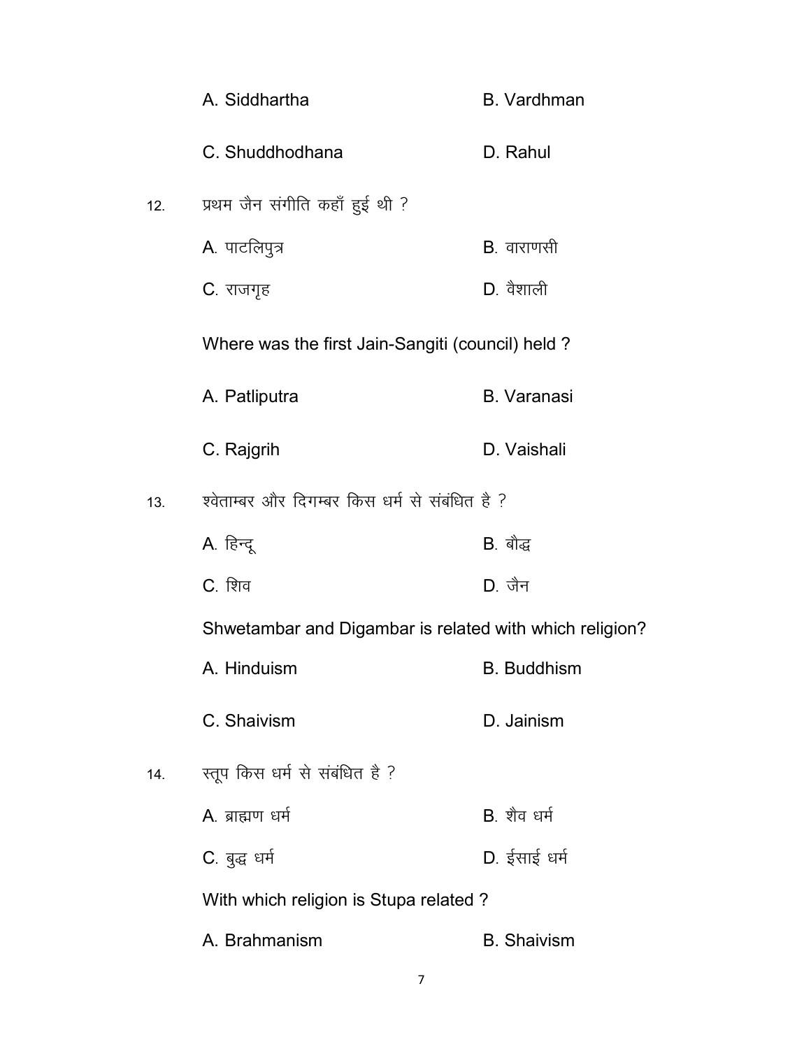A. Siddhartha B. Vardhman

C. Shuddhodhana D. Rahul

12. प्रथम जैन संगीति कहाँ हुई थी ?

A. पाटलिपुत्र B. वाराणसी

C. राजगृह D. वैशाली

Where was the first Jain-Sangiti (council) held ?

A. Patliputra B. Varanasi

C. Rajgrih D. Vaishali

13. श्वेताम्बर और दिगम्बर किस धर्म से संबंधित है ?

A. हिन्दू B. बौद्ध

C. शिव D. जैन

Shwetambar and Digambar is related with which religion?

A. Hinduism B. Buddhism

C. Shaivism D. Jainism

14. स्तूप किस धर्म से संबंधित है ?

A. ब्राह्मण धर्म B. शैव धर्म

C. बुद्ध धर्म D. ईसाई धर्म

With which religion is Stupa related ?

A. Brahmanism B. Shaivism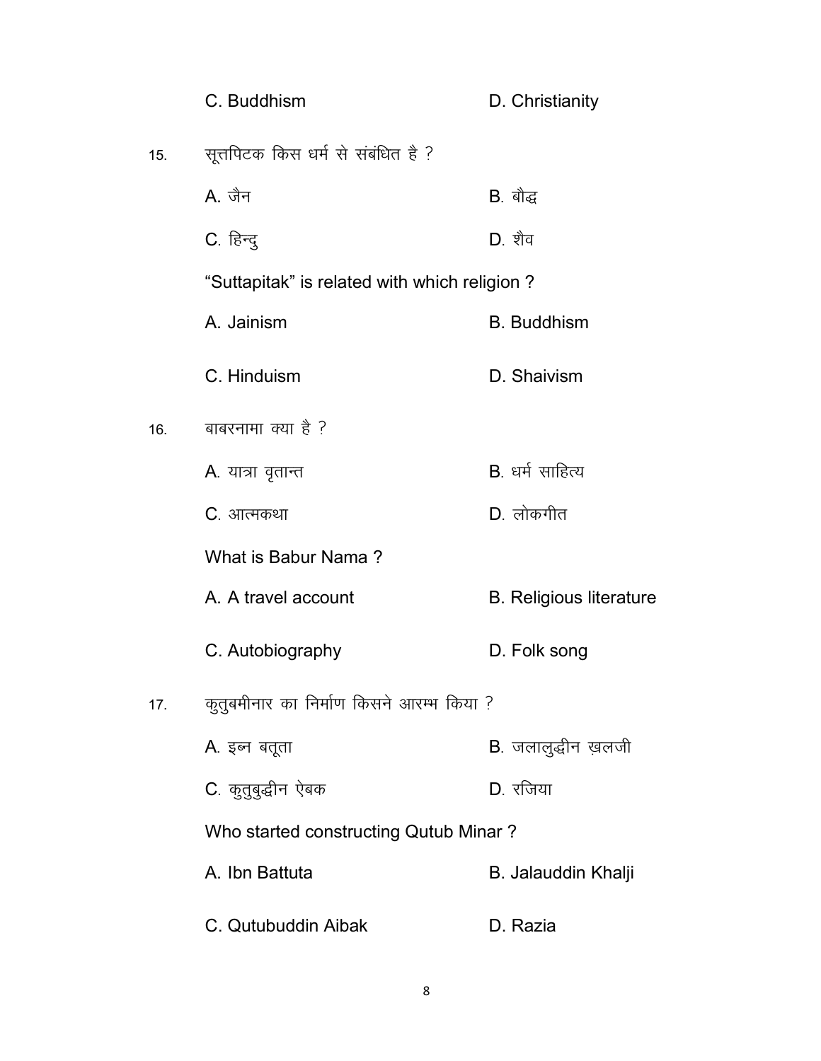C. Buddhism D. Christianity

15. सूत्तपिटक किस धर्म से संबंधित है ?

A. जैन B. बौद्ध

C. हिन्दु D. शैव

"Suttapitak" is related with which religion ?

A. Jainism B. Buddhism

C. Hinduism D. Shaivism

16. बाबरनामा क्या है ?

A. यात्रा वृतान्त B. धर्म साहित्य

C. आत्मकथा D. लोकगीत

What is Babur Nama ?

A. A travel account B. Religious literature

C. Autobiography D. Folk song

17. कुतुबमीनार का निर्माण किसने आरम्भ किया ?

A. इब्न बतूता B. जलालुद्धीन ख़लजी

C. कुतुबुद्धीन ऐबक D. रजिया

Who started constructing Qutub Minar ?

A. Ibn Battuta B. Jalauddin Khalji

C. Qutubuddin Aibak D. Razia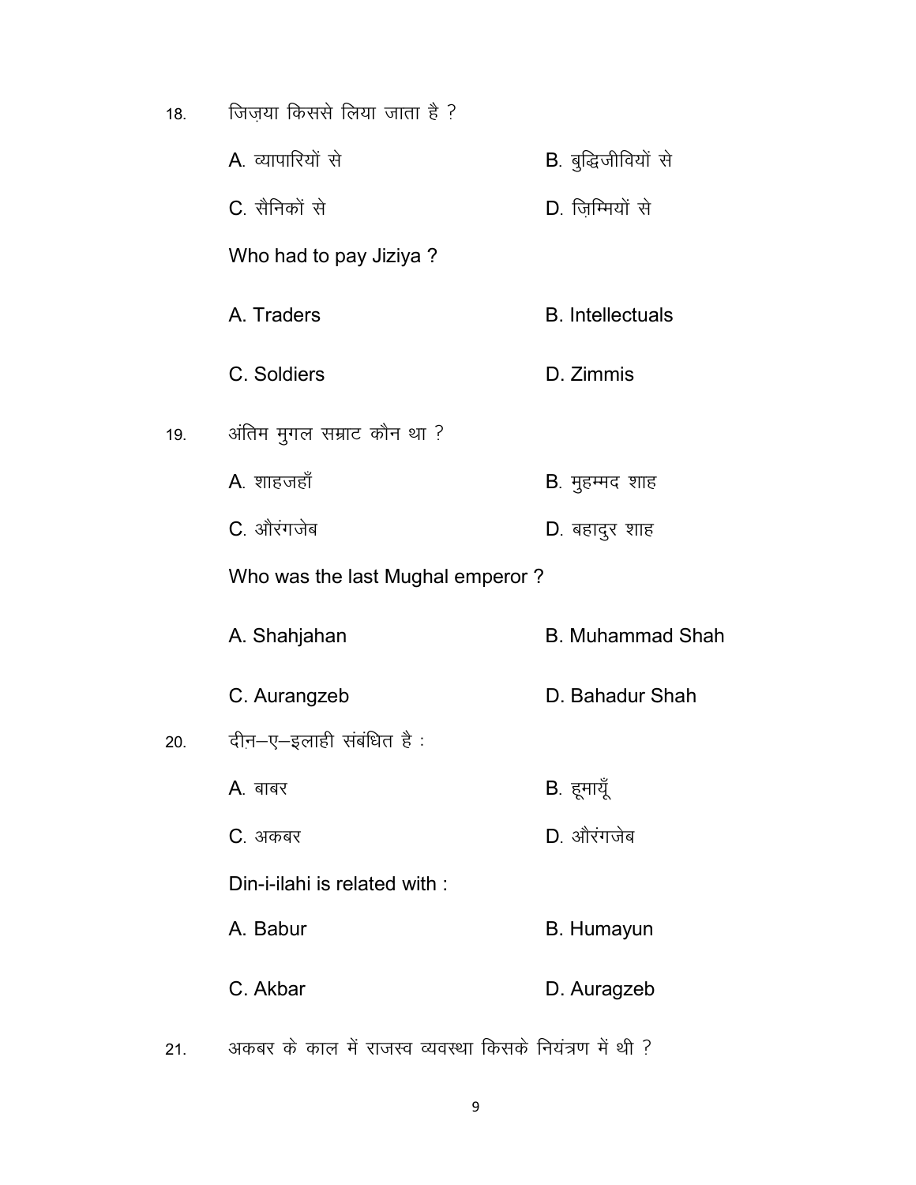18. जिज़या किससे लिया जाता है ?

A. व्यापारियों से B. बुद्धिजीवियों से

C. सैनिकों से D. ज़िम्मियों से

Who had to pay Jiziya ?

A. Traders B. Intellectuals

C. Soldiers D. Zimmis

19. अंतिम मुगल सम्राट कौन था ?

A. शाहजहाँ B. मुहम्मद शाह

C. औरंगजेब D. बहादुर शाह

Who was the last Mughal emperor ?

A. Shahjahan B. Muhammad Shah

C. Aurangzeb D. Bahadur Shah

20. दीन–ए–इलाही संबंधित है :

A. बाबर B. हूमायूँ

C. अकबर D. औरंगजेब

Din-i-ilahi is related with :

A. Babur B. Humayun

C. Akbar D. Auragzeb

21. अकबर के काल में राजस्व व्यवस्था किसके नियंत्रण में थी ?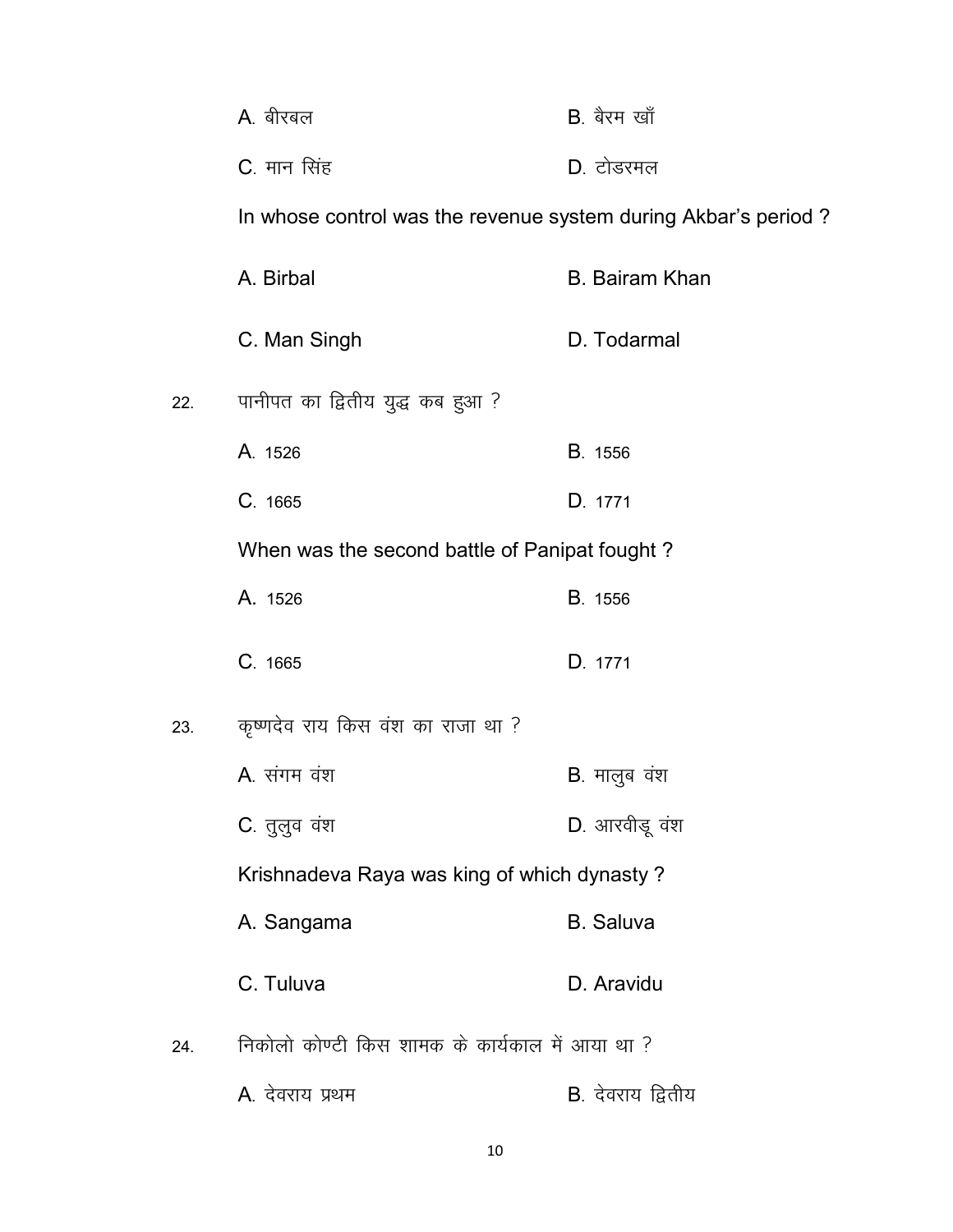A. बीरबल  B. बैरम खाँ

C. मान सिंह  D. टोडरमल

In whose control was the revenue system during Akbar's period ?

A. Birbal  B. Bairam Khan

C. Man Singh  D. Todarmal

22. पानीपत का द्वितीय युद्ध कब हुआ ?

A. 1526  B. 1556

C. 1665  D. 1771

When was the second battle of Panipat fought ?

A. 1526  B. 1556

C. 1665  D. 1771

23. कृष्णदेव राय किस वंश का राजा था ?

A. संगम वंश  B. मालुब वंश

C. तुलुव वंश  D. आरवीडू वंश

Krishnadeva Raya was king of which dynasty ?

A. Sangama  B. Saluva

C. Tuluva  D. Aravidu

24. निकोलो कोण्टी किस शामक के कार्यकाल में आया था ?

A. देवराय प्रथम  B. देवराय द्वितीय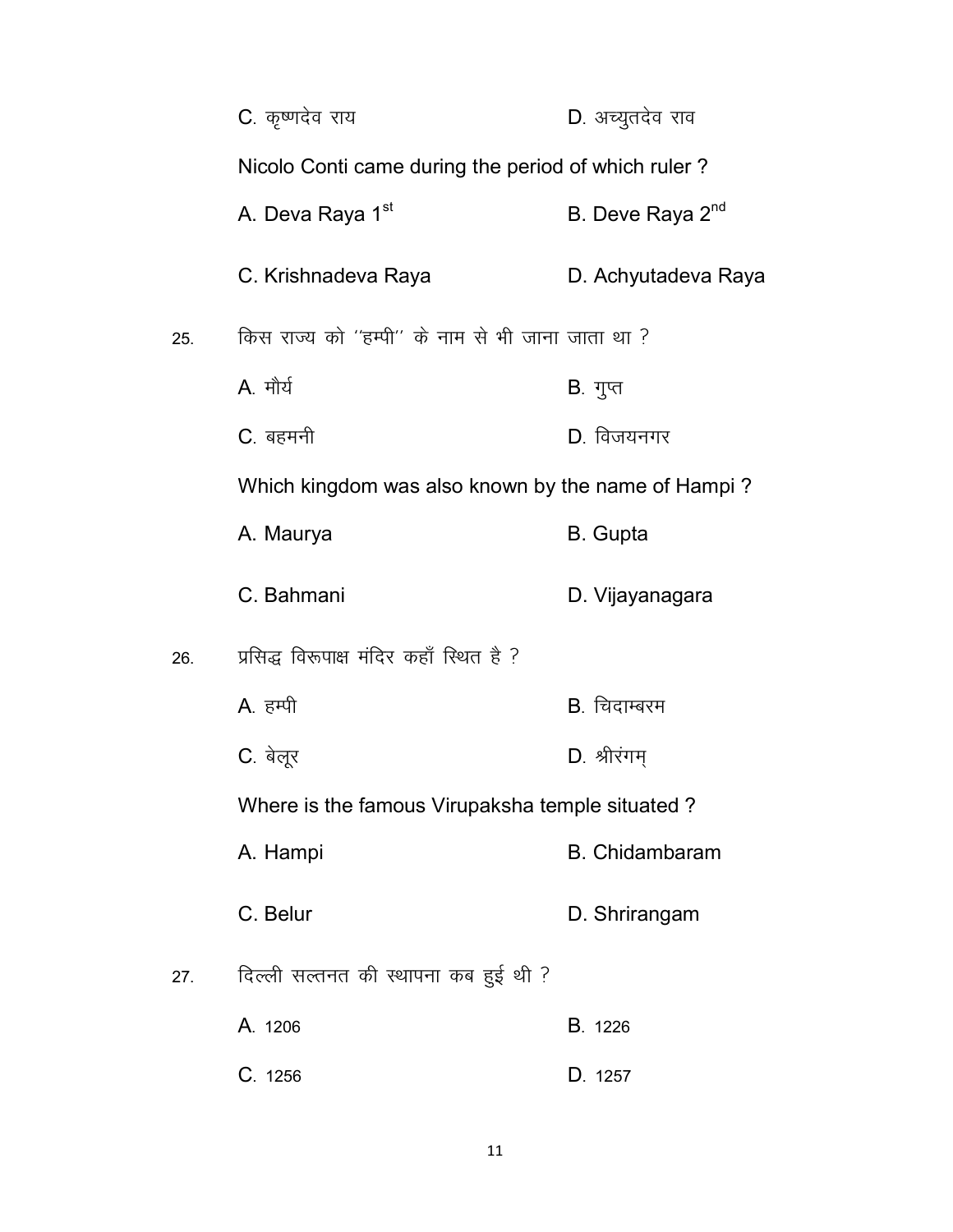C. कृष्णदेव राय D. अच्युतदेव राव

Nicolo Conti came during the period of which ruler ?

A. Deva Raya 1st B. Deve Raya 2nd

C. Krishnadeva Raya D. Achyutadeva Raya

25. किस राज्य को ''हम्पी'' के नाम से भी जाना जाता था ?

A. मौर्य B. गुप्त

C. बहमनी D. विजयनगर

Which kingdom was also known by the name of Hampi ?

A. Maurya B. Gupta

C. Bahmani D. Vijayanagara

26. प्रसिद्ध विरूपाक्ष मंदिर कहाँ स्थित है ?

A. हम्पी B. चिदाम्बरम

C. बेलूर D. श्रीरंगम्

Where is the famous Virupaksha temple situated ?

A. Hampi B. Chidambaram

C. Belur D. Shrirangam

27. दिल्ली सल्तनत की स्थापना कब हुई थी ?

A. 1206 B. 1226

C. 1256 D. 1257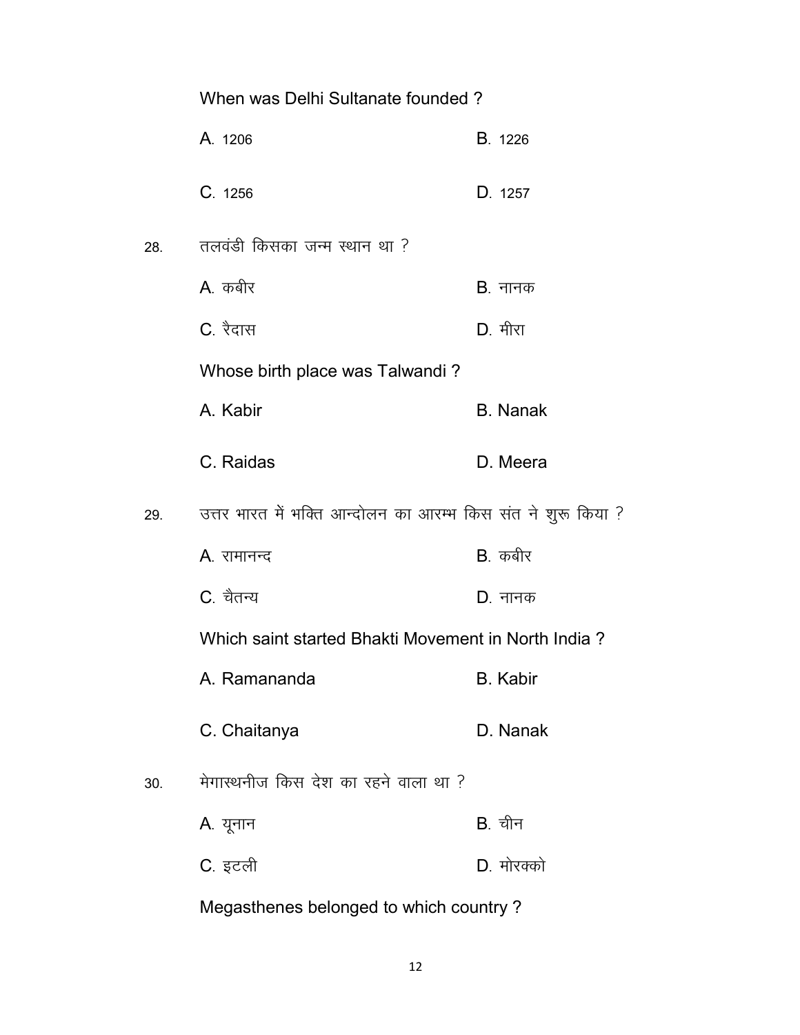When was Delhi Sultanate founded ?

A. 1206 B. 1226

C. 1256 D. 1257

28. तलवंडी किसका जन्म स्थान था ?

A. कबीर B. नानक

C. रैदास D. मीरा

Whose birth place was Talwandi ?

A. Kabir B. Nanak

C. Raidas D. Meera

29. उत्तर भारत में भक्ति आन्दोलन का आरम्भ किस संत ने शुरू किया ?

A. रामानन्द B. कबीर

C. चैतन्य D. नानक

Which saint started Bhakti Movement in North India ?

A. Ramananda B. Kabir

C. Chaitanya D. Nanak

30. मेगास्थनीज किस देश का रहने वाला था ?

A. यूनान B. चीन

C. इटली D. मोरक्को

Megasthenes belonged to which country ?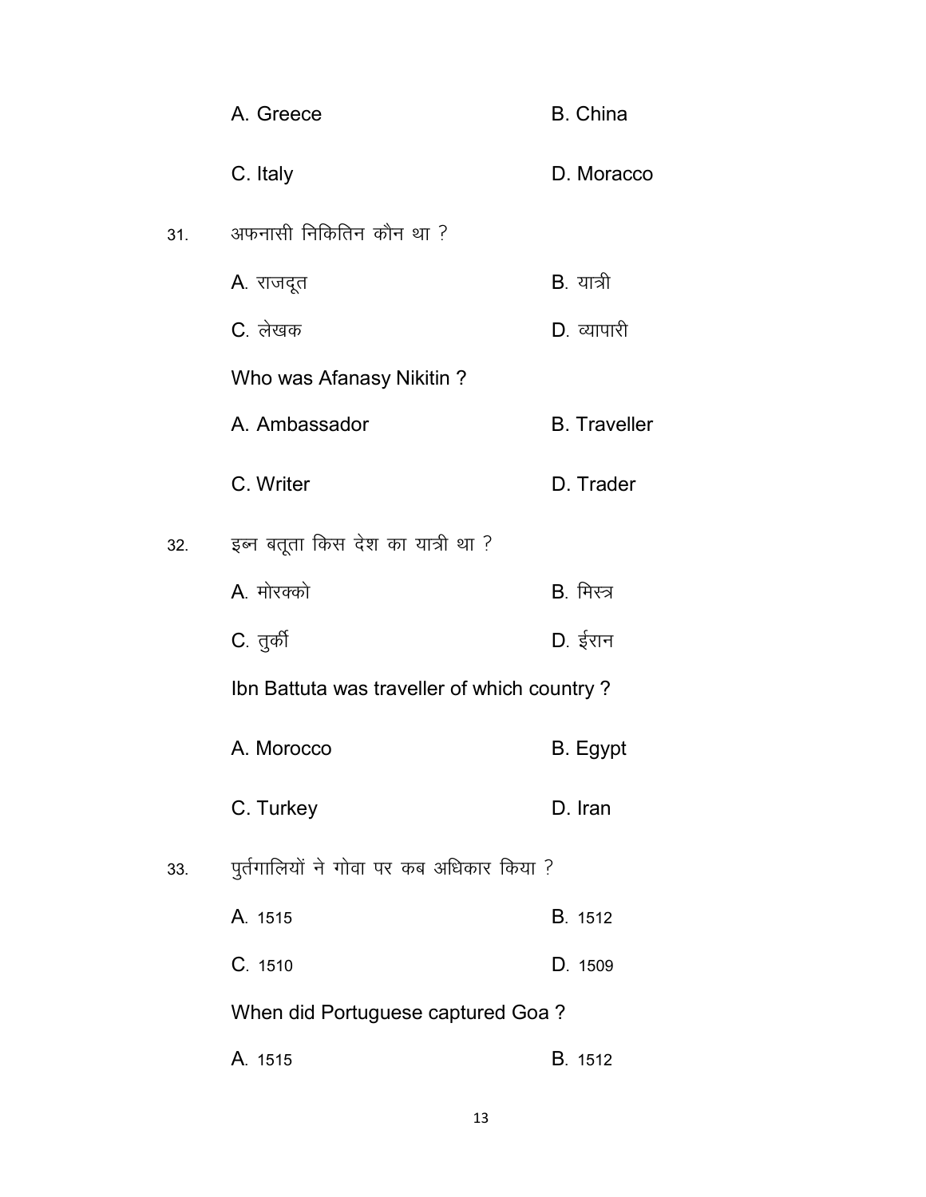A. Greece B. China

C. Italy D. Moracco

31. अफनासी निकितिन कौन था ?

A. राजदूत B. यात्री

C. लेखक D. व्यापारी

Who was Afanasy Nikitin ?

A. Ambassador B. Traveller

C. Writer D. Trader

32. इब्न बतूता किस देश का यात्री था ?

A. मोरक्को B. मिस्त्र

C. तुर्की D. ईरान

Ibn Battuta was traveller of which country ?

A. Morocco B. Egypt

C. Turkey D. Iran

33. पुर्तगालियों ने गोवा पर कब अधिकार किया ?

A. 1515 B. 1512

C. 1510 D. 1509

When did Portuguese captured Goa ?

A. 1515 B. 1512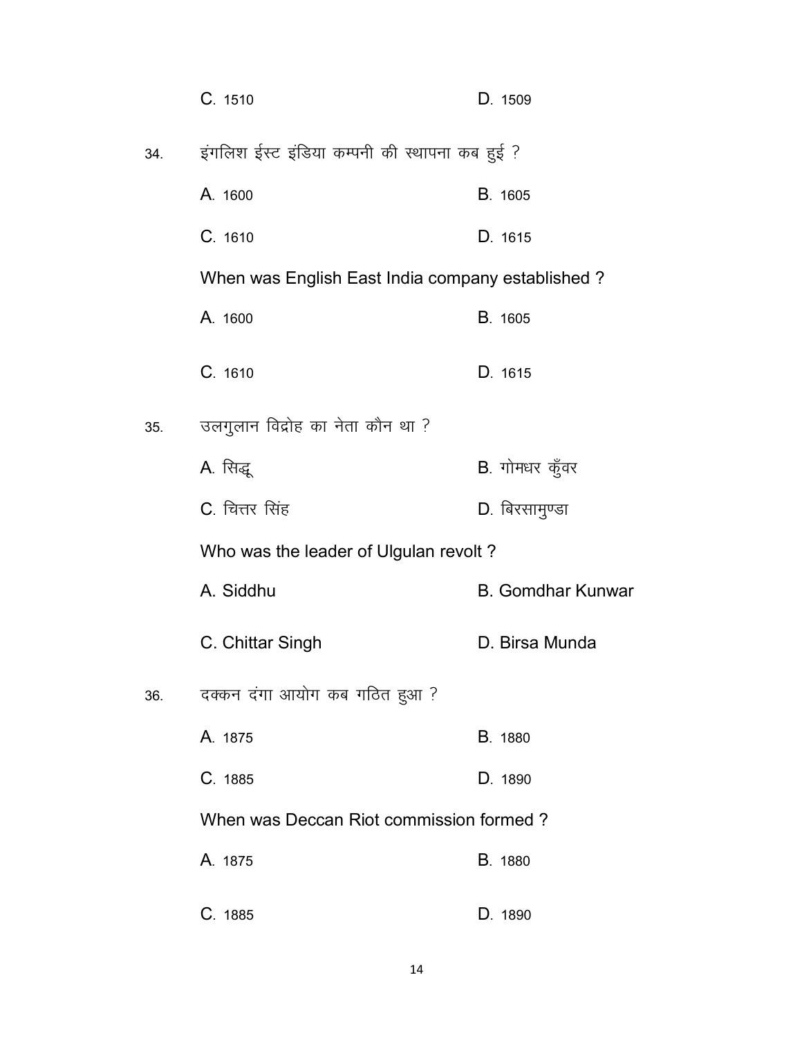C. 1510 D. 1509

34. इंगलिश ईस्ट इंडिया कम्पनी की स्थापना कब हुई ?

A. 1600 B. 1605

C. 1610 D. 1615

When was English East India company established ?

A. 1600 B. 1605

C. 1610 D. 1615

35. उलगुलान विद्रोह का नेता कौन था ?

A. सिद्धू B. गोमधर कुँवर

C. चित्तर सिंह D. बिरसामुण्डा

Who was the leader of Ulgulan revolt ?

A. Siddhu B. Gomdhar Kunwar

C. Chittar Singh D. Birsa Munda

36. दक्कन दंगा आयोग कब गठित हुआ ?

A. 1875 B. 1880

C. 1885 D. 1890

When was Deccan Riot commission formed ?

A. 1875 B. 1880

C. 1885 D. 1890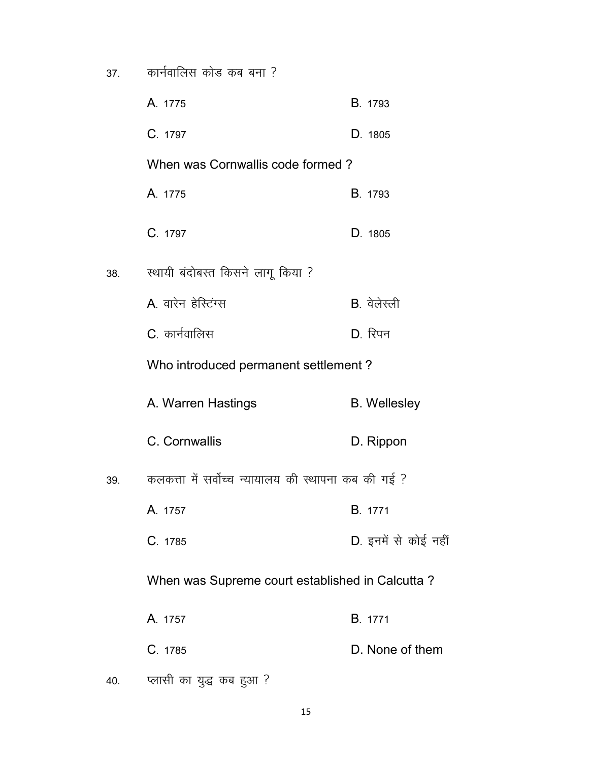37. कार्नवालिस कोड कब बना ?

A. 1775 B. 1793

C. 1797 D. 1805

When was Cornwallis code formed ?

A. 1775 B. 1793

C. 1797 D. 1805

38. स्थायी बंदोबस्त किसने लागू किया ?

A. वारेन हेस्टिंग्स B. वेलेस्ली

C. कार्नवालिस D. रिपन

Who introduced permanent settlement ?

A. Warren Hastings B. Wellesley

C. Cornwallis D. Rippon

39. कलकत्ता में सर्वोच्च न्यायालय की स्थापना कब की गई ?

A. 1757 B. 1771

C. 1785 D. इनमें से कोई नहीं

When was Supreme court established in Calcutta ?

A. 1757 B. 1771

C. 1785 D. None of them

40. प्लासी का युद्ध कब हुआ ?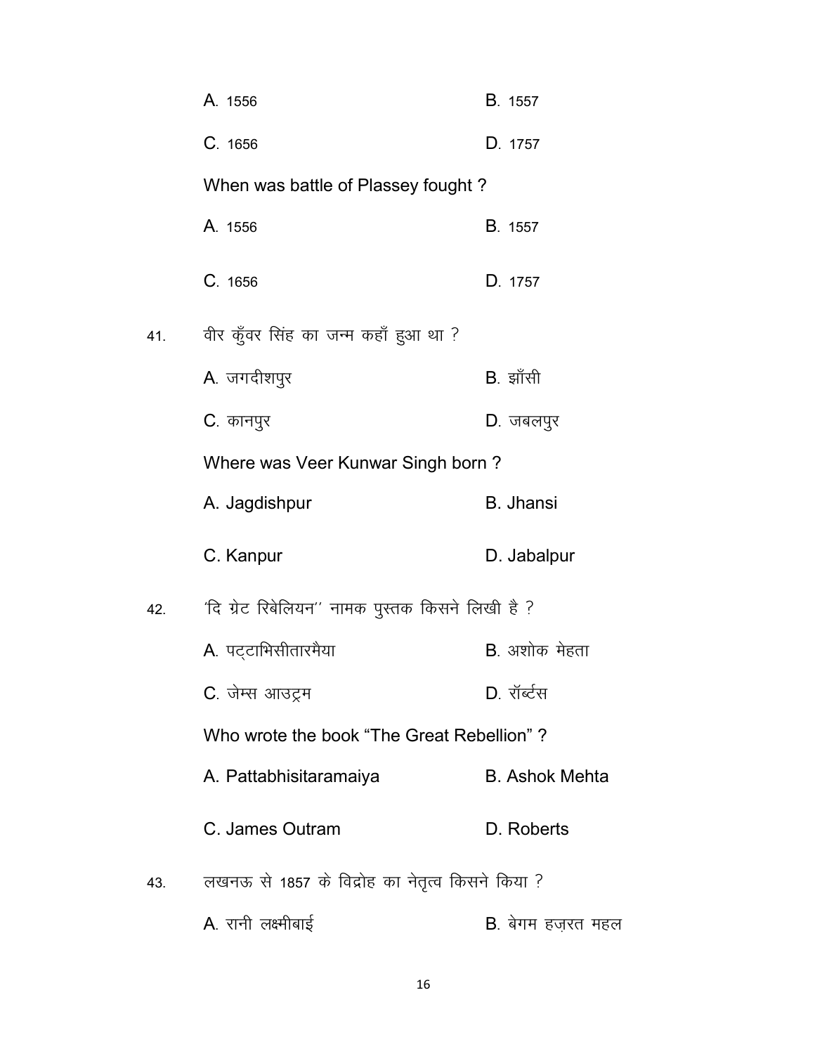A. 1556　　B. 1557

C. 1656　　D. 1757

When was battle of Plassey fought ?

A. 1556　　B. 1557

C. 1656　　D. 1757

41. वीर कुँवर सिंह का जन्म कहाँ हुआ था ?

A. जगदीशपुर　　B. झाँसी

C. कानपुर　　D. जबलपुर

Where was Veer Kunwar Singh born ?

A. Jagdishpur　　B. Jhansi

C. Kanpur　　D. Jabalpur

42. 'दि ग्रेट रिबेलियन'' नामक पुस्तक किसने लिखी है ?

A. पट्टाभिसीतारमैया　　B. अशोक मेहता

C. जेम्स आउट्रम　　D. रॉर्ब्टस

Who wrote the book "The Great Rebellion" ?

A. Pattabhisitaramaiya　　B. Ashok Mehta

C. James Outram　　D. Roberts

43. लखनऊ से 1857 के विद्रोह का नेतृत्व किसने किया ?

A. रानी लक्ष्मीबाई　　B. बेगम हज़रत महल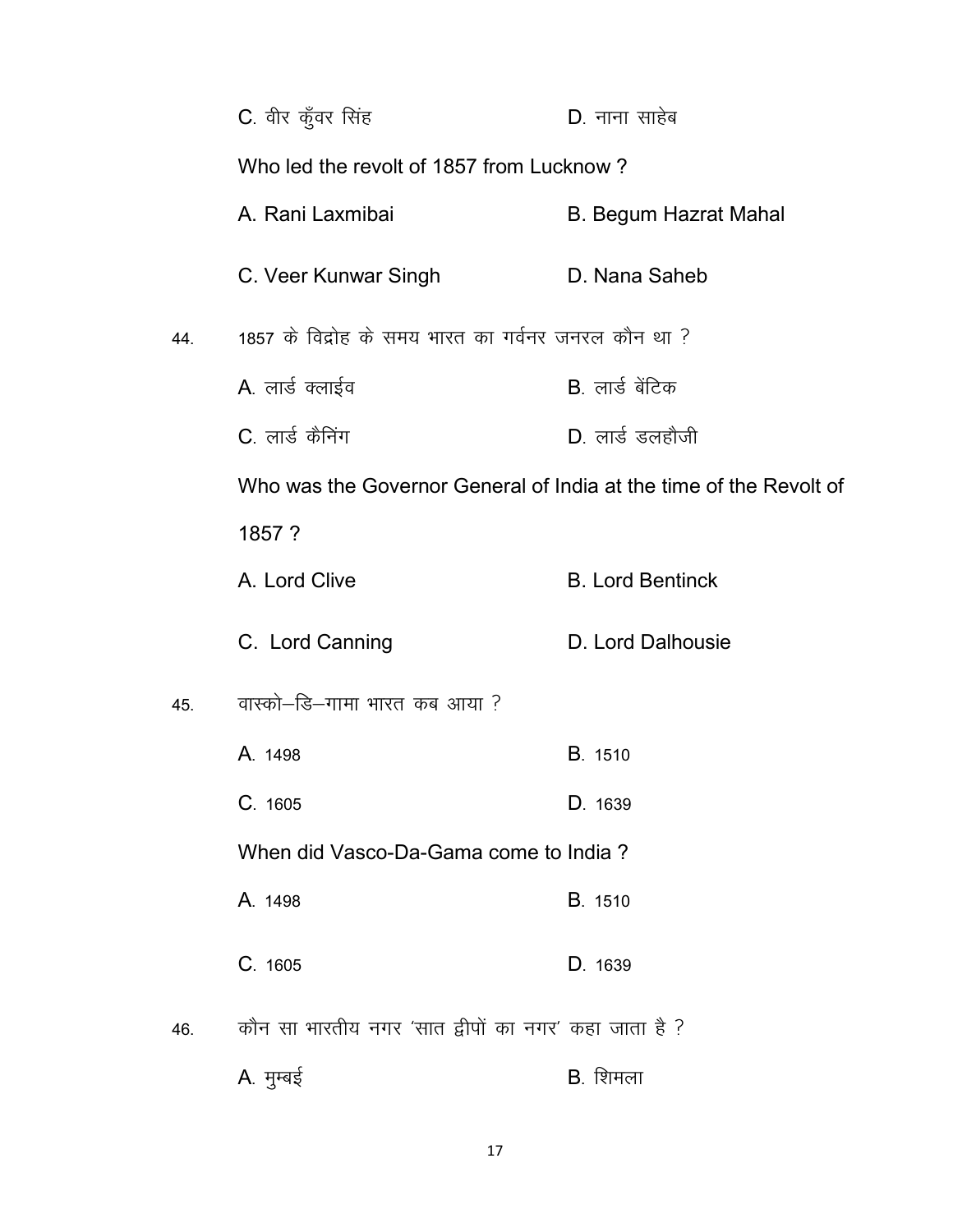C. वीर कुँवर सिंह　　　　D. नाना साहेब

Who led the revolt of 1857 from Lucknow ?

A. Rani Laxmibai　　　　B. Begum Hazrat Mahal

C. Veer Kunwar Singh　　　　D. Nana Saheb

44. 1857 के विद्रोह के समय भारत का गर्वनर जनरल कौन था ?

A. लार्ड क्लाईव　　　　B. लार्ड बेंटिक

C. लार्ड कैनिंग　　　　D. लार्ड डलहौजी

Who was the Governor General of India at the time of the Revolt of 1857 ?

A. Lord Clive　　　　B. Lord Bentinck

C. Lord Canning　　　　D. Lord Dalhousie

45. वास्को–डि–गामा भारत कब आया ?

A. 1498　　　　B. 1510

C. 1605　　　　D. 1639

When did Vasco-Da-Gama come to India ?

A. 1498　　　　B. 1510

C. 1605　　　　D. 1639

46. कौन सा भारतीय नगर 'सात द्वीपों का नगर' कहा जाता है ?

A. मुम्बई　　　　B. शिमला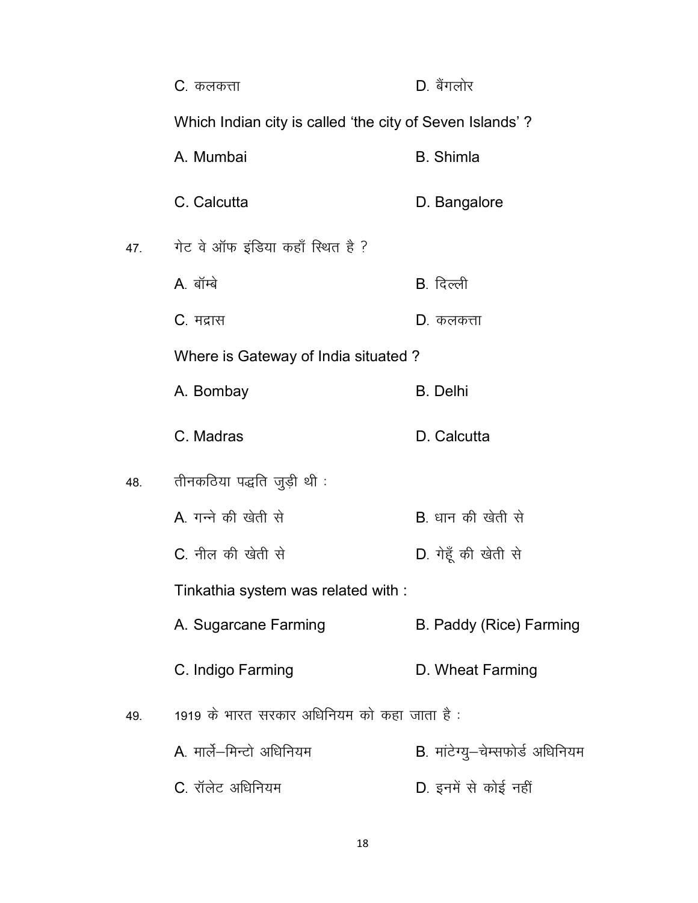C. कलकत्ता D. बैंगलोर

Which Indian city is called 'the city of Seven Islands' ?

A. Mumbai B. Shimla

C. Calcutta D. Bangalore

47. गेट वे ऑफ इंडिया कहाँ स्थित है ?

A. बॉम्बे B. दिल्ली

C. मद्रास D. कलकत्ता

Where is Gateway of India situated ?

A. Bombay B. Delhi

C. Madras D. Calcutta

48. तीनकठिया पद्धति जुड़ी थी :

A. गन्ने की खेती से B. धान की खेती से

C. नील की खेती से D. गेहूँ की खेती से

Tinkathia system was related with :

A. Sugarcane Farming B. Paddy (Rice) Farming

C. Indigo Farming D. Wheat Farming

49. 1919 के भारत सरकार अधिनियम को कहा जाता है :

A. मार्ले–मिन्टो अधिनियम B. मांटेग्यु–चेम्सफोर्ड अधिनियम

C. रॉलेट अधिनियम D. इनमें से कोई नहीं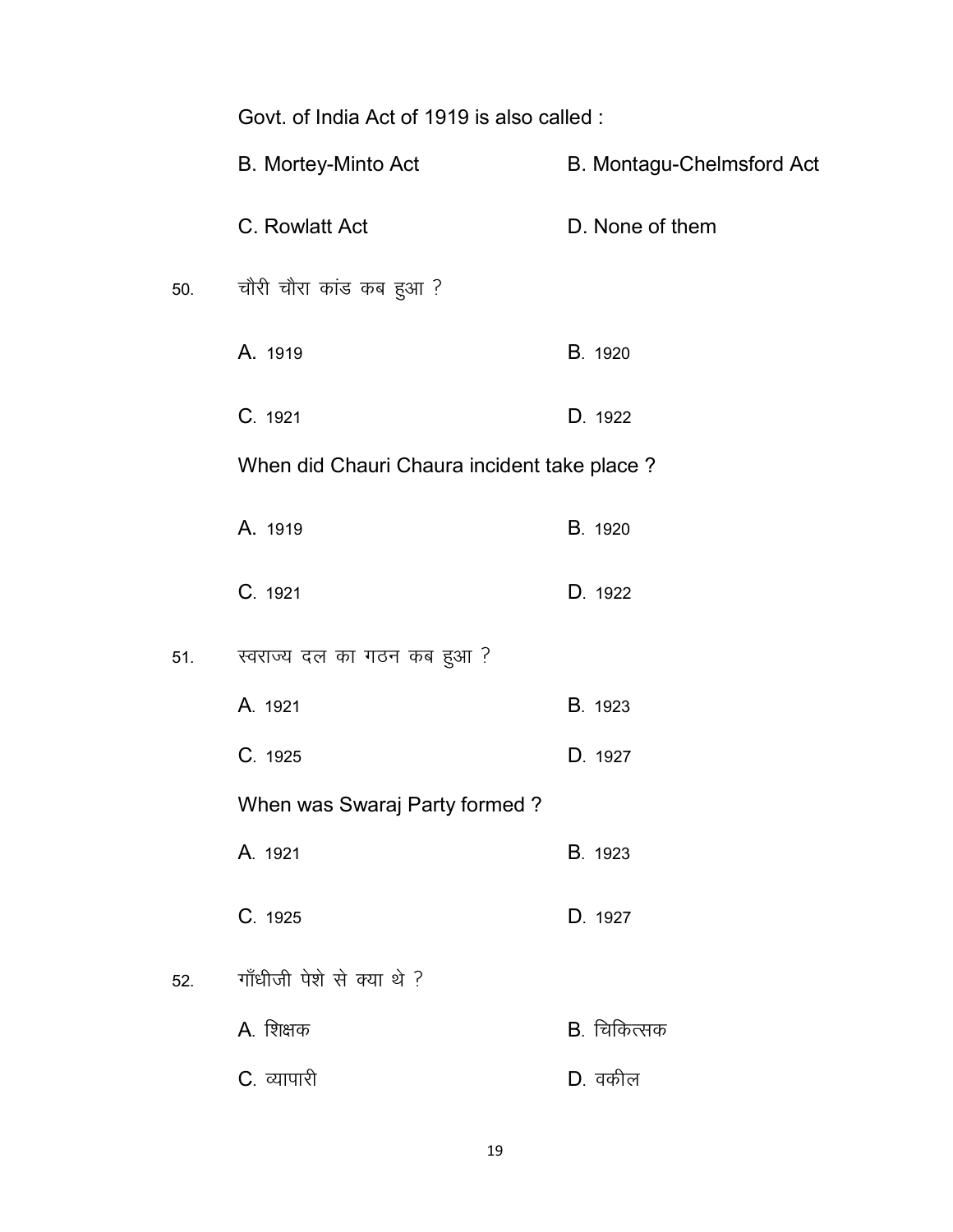Govt. of India Act of 1919 is also called :

B. Mortey-Minto Act　　B. Montagu-Chelmsford Act

C. Rowlatt Act　　D. None of them

50. चौरी चौरा कांड कब हुआ ?

A. 1919　　B. 1920

C. 1921　　D. 1922

When did Chauri Chaura incident take place ?

A. 1919　　B. 1920

C. 1921　　D. 1922

51. स्वराज्य दल का गठन कब हुआ ?

A. 1921　　B. 1923

C. 1925　　D. 1927

When was Swaraj Party formed ?

A. 1921　　B. 1923

C. 1925　　D. 1927

52. गाँधीजी पेशे से क्या थे ?

A. शिक्षक　　B. चिकित्सक

C. व्यापारी　　D. वकील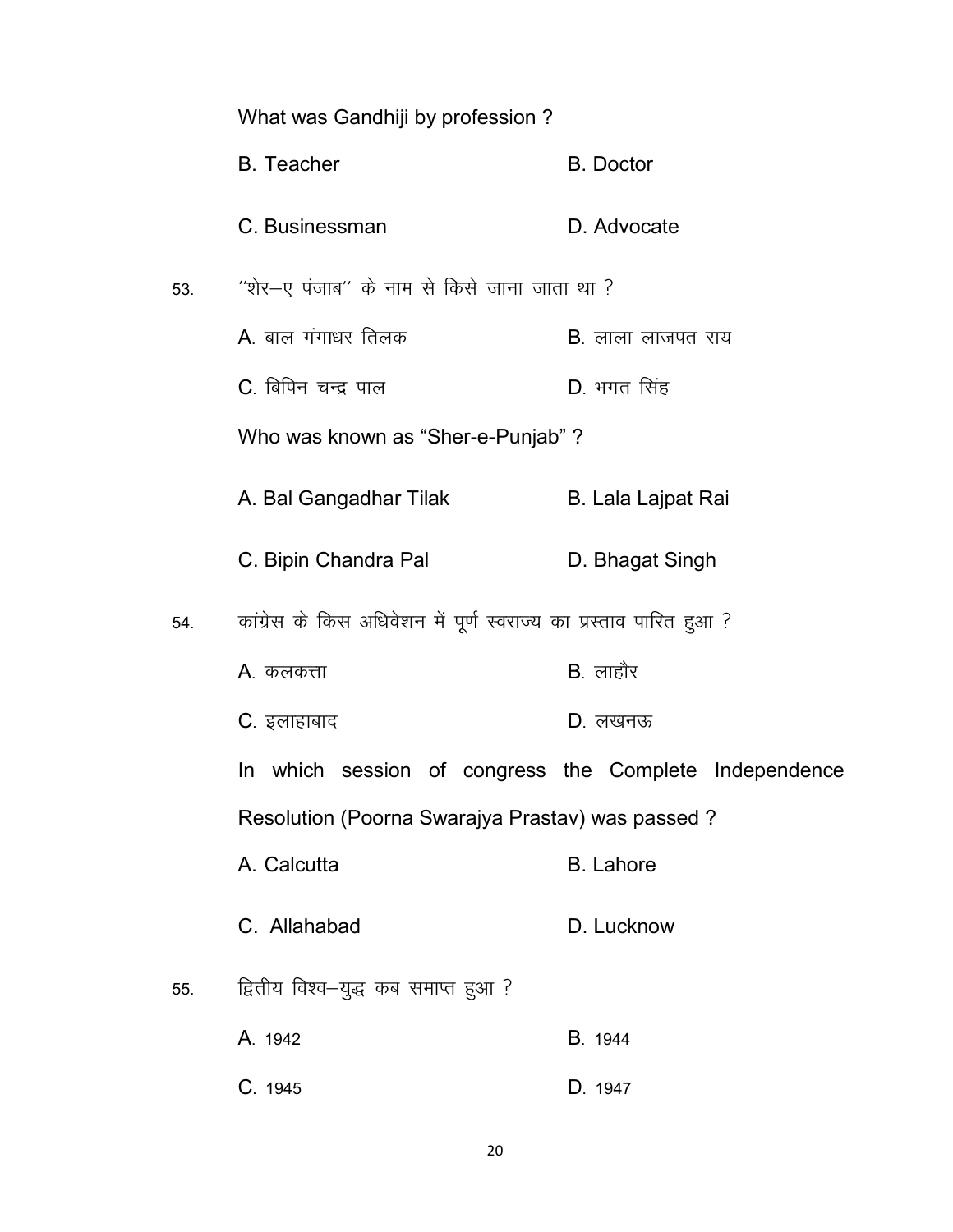What was Gandhiji by profession ?

B. Teacher　　　　B. Doctor

C. Businessman　　　　D. Advocate

53. ''शेर–ए पंजाब'' के नाम से किसे जाना जाता था ?

A. बाल गंगाधर तिलक　　　　B. लाला लाजपत राय

C. बिपिन चन्द्र पाल　　　　D. भगत सिंह

Who was known as "Sher-e-Punjab" ?

A. Bal Gangadhar Tilak　　　　B. Lala Lajpat Rai

C. Bipin Chandra Pal　　　　D. Bhagat Singh

54. कांग्रेस के किस अधिवेशन में पूर्ण स्वराज्य का प्रस्ताव पारित हुआ ?

A. कलकत्ता　　　　B. लाहौर

C. इलाहाबाद　　　　D. लखनऊ

In which session of congress the Complete Independence Resolution (Poorna Swarajya Prastav) was passed ?

A. Calcutta　　　　B. Lahore

C. Allahabad　　　　D. Lucknow

55. द्वितीय विश्व–युद्ध कब समाप्त हुआ ?

A. 1942　　　　B. 1944

C. 1945　　　　D. 1947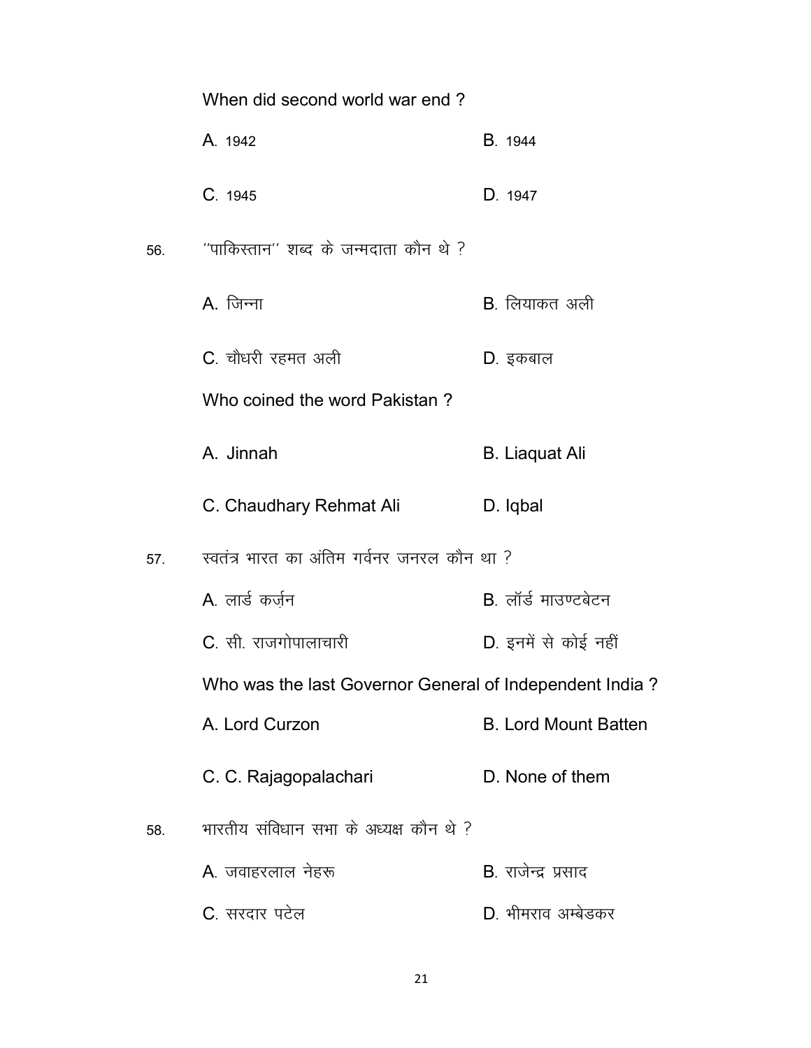When did second world war end ?

A. 1942 B. 1944

C. 1945 D. 1947

56. ''पाकिस्तान'' शब्द के जन्मदाता कौन थे ?

A. जिन्ना B. लियाकत अली

C. चौधरी रहमत अली D. इकबाल

Who coined the word Pakistan ?

A. Jinnah B. Liaquat Ali

C. Chaudhary Rehmat Ali D. Iqbal

57. स्वतंत्र भारत का अंतिम गर्वनर जनरल कौन था ?

A. लार्ड कर्ज़न B. लॉर्ड माउण्टबेटन

C. सी. राजगोपालाचारी D. इनमें से कोई नहीं

Who was the last Governor General of Independent India ?

A. Lord Curzon B. Lord Mount Batten

C. C. Rajagopalachari D. None of them

58. भारतीय संविधान सभा के अध्यक्ष कौन थे ?

A. जवाहरलाल नेहरू B. राजेन्द्र प्रसाद

C. सरदार पटेल D. भीमराव अम्बेडकर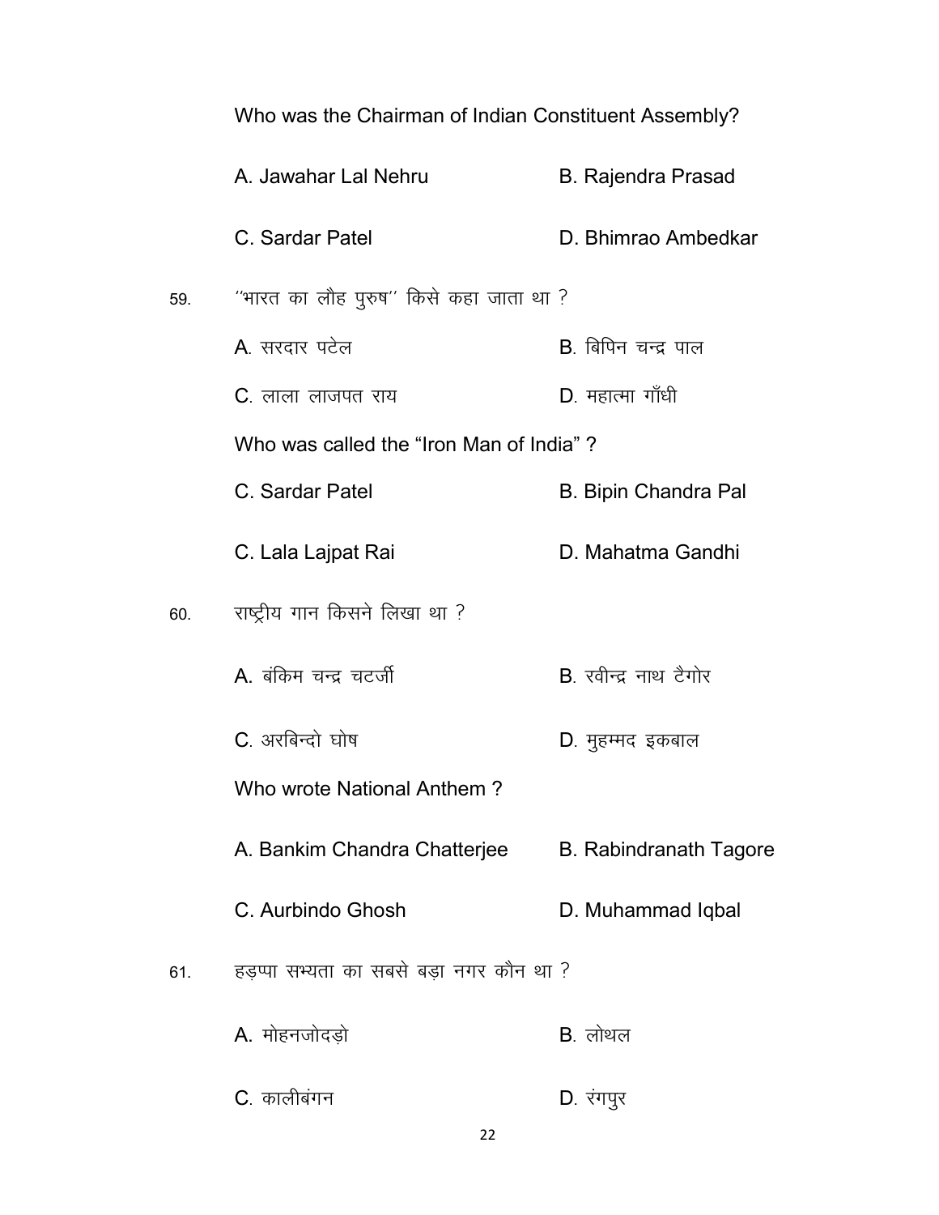Who was the Chairman of Indian Constituent Assembly?

A. Jawahar Lal Nehru  B. Rajendra Prasad

C. Sardar Patel  D. Bhimrao Ambedkar

59. "भारत का लौह पुरुष" किसे कहा जाता था ?

A. सरदार पटेल  B. बिपिन चन्द्र पाल

C. लाला लाजपत राय  D. महात्मा गाँधी

Who was called the "Iron Man of India" ?

C. Sardar Patel  B. Bipin Chandra Pal

C. Lala Lajpat Rai  D. Mahatma Gandhi

60. राष्ट्रीय गान किसने लिखा था ?

A. बंकिम चन्द्र चटर्जी  B. रवीन्द्र नाथ टैगोर

C. अरबिन्दो घोष  D. मुहम्मद इकबाल

Who wrote National Anthem ?

A. Bankim Chandra Chatterjee  B. Rabindranath Tagore

C. Aurbindo Ghosh  D. Muhammad Iqbal

61. हड़प्पा सभ्यता का सबसे बड़ा नगर कौन था ?

A. मोहनजोदड़ो  B. लोथल

C. कालीबंगन  D. रंगपुर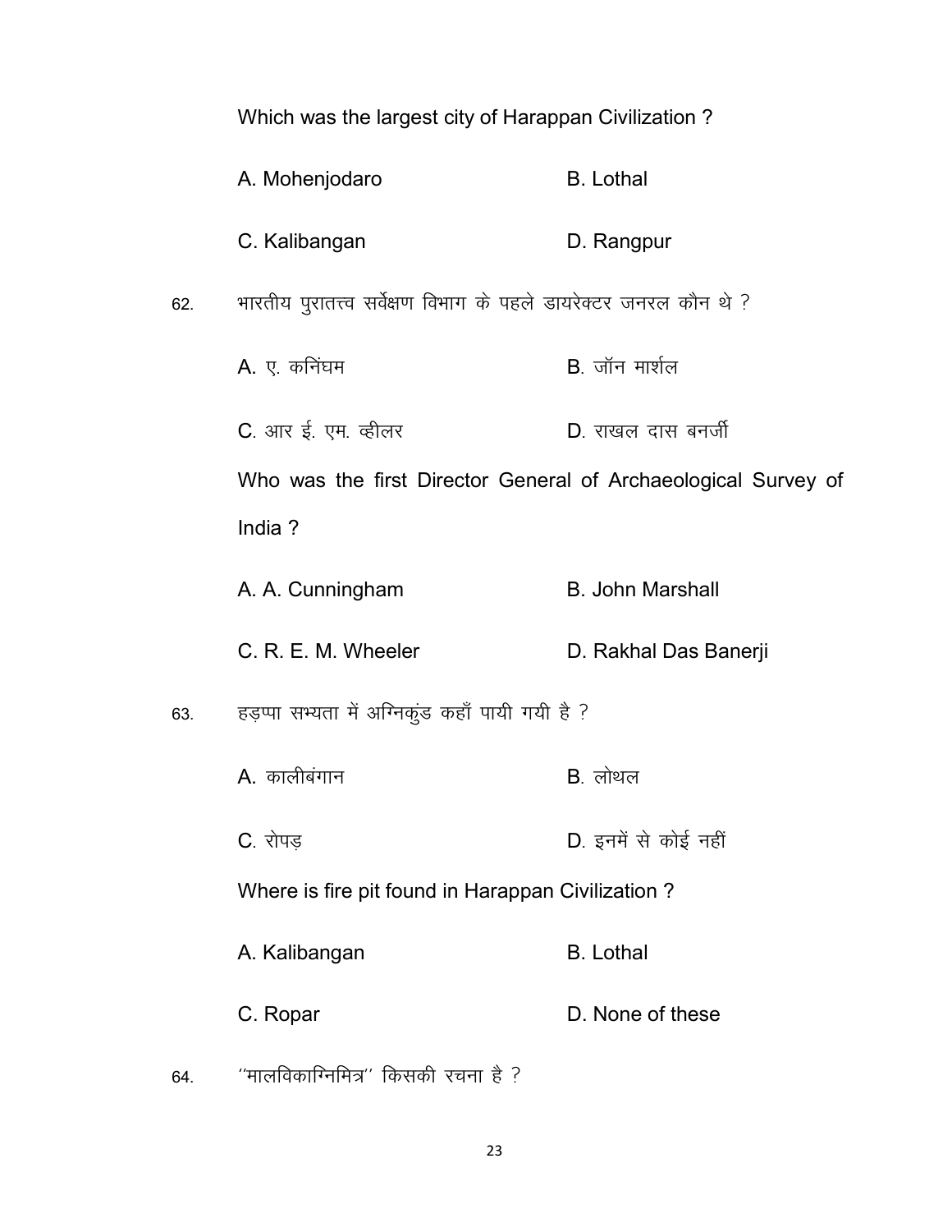Which was the largest city of Harappan Civilization ?

A. Mohenjodaro　　B. Lothal

C. Kalibangan　　D. Rangpur

62. भारतीय पुरातत्त्व सर्वेक्षण विभाग के पहले डायरेक्टर जनरल कौन थे ?

A. ए. कनिंघम　　B. जॉन मार्शल

C. आर ई. एम. व्हीलर　　D. राखल दास बनर्जी

Who was the first Director General of Archaeological Survey of India ?

A. A. Cunningham　　B. John Marshall

C. R. E. M. Wheeler　　D. Rakhal Das Banerji

63. हड़प्पा सभ्यता में अग्निकुंड कहाँ पायी गयी है ?

A. कालीबंगान　　B. लोथल

C. रोपड़　　D. इनमें से कोई नहीं

Where is fire pit found in Harappan Civilization ?

A. Kalibangan　　B. Lothal

C. Ropar　　D. None of these

64. ''मालविकाग्निमित्र'' किसकी रचना है ?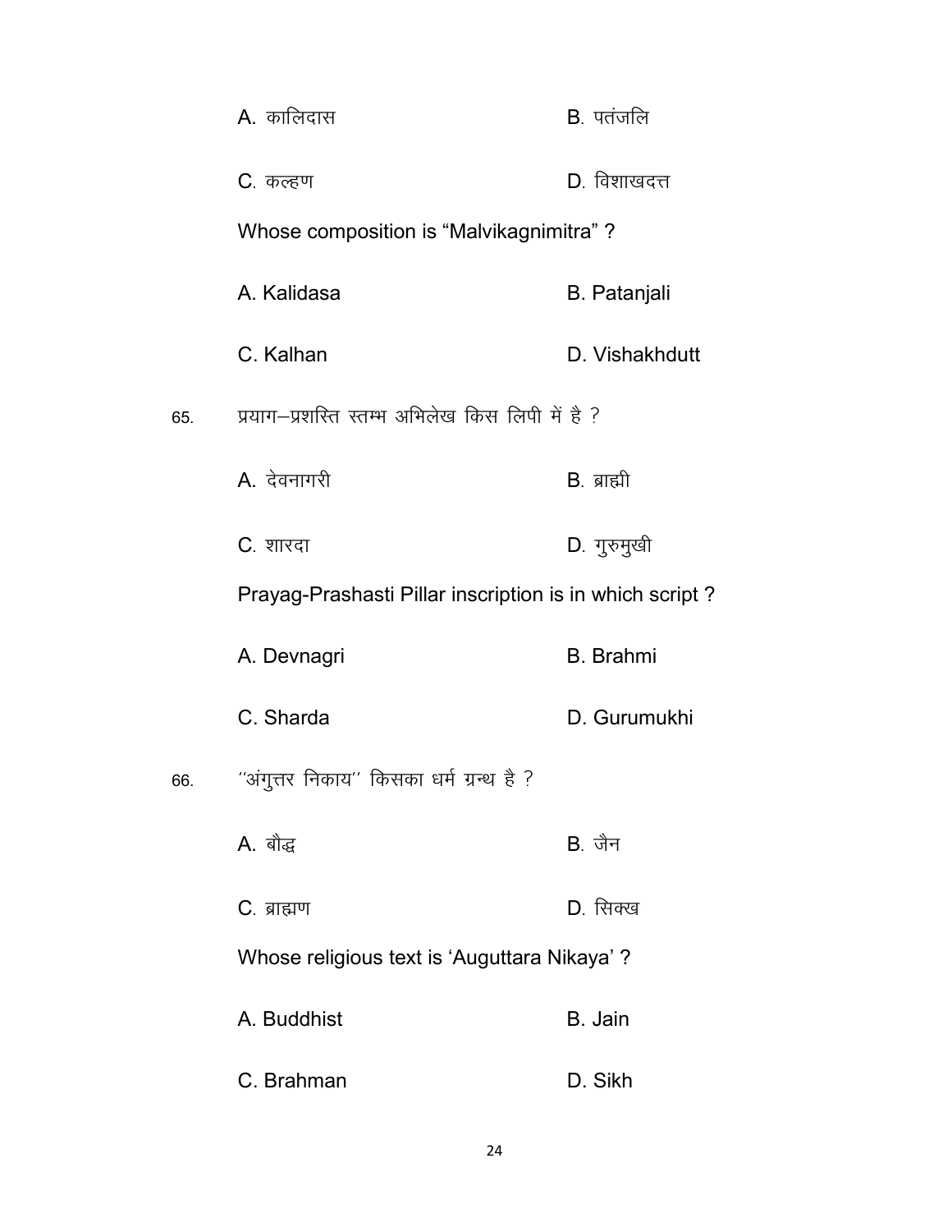A. कालिदास B. पतंजलि

C. कल्हण D. विशाखदत्त

Whose composition is "Malvikagnimitra" ?

A. Kalidasa B. Patanjali

C. Kalhan D. Vishakhdutt

65. प्रयाग–प्रशस्ति स्तम्भ अभिलेख किस लिपी में है ?

A. देवनागरी B. ब्राह्मी

C. शारदा D. गुरुमुखी

Prayag-Prashasti Pillar inscription is in which script ?

A. Devnagri B. Brahmi

C. Sharda D. Gurumukhi

66. "अंगुत्तर निकाय" किसका धर्म ग्रन्थ है ?

A. बौद्ध B. जैन

C. ब्राह्मण D. सिक्ख

Whose religious text is 'Auguttara Nikaya' ?

A. Buddhist B. Jain

C. Brahman D. Sikh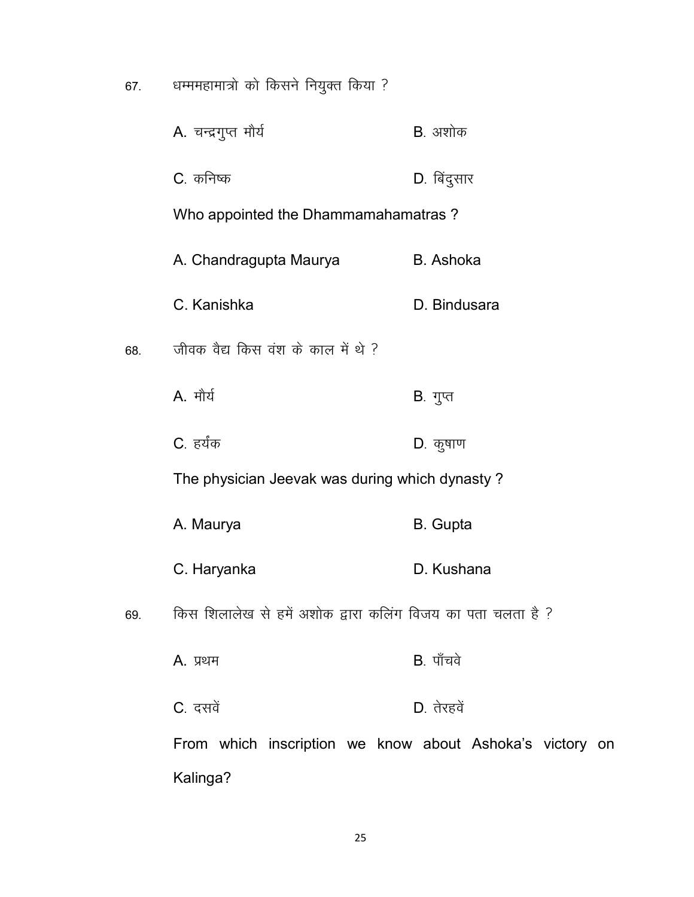67. धम्ममहामात्रो को किसने नियुक्त किया ?

A. चन्द्रगुप्त मौर्य B. अशोक

C. कनिष्क D. बिंदुसार

Who appointed the Dhammamahamatras ?

A. Chandragupta Maurya B. Ashoka

C. Kanishka D. Bindusara

68. जीवक वैद्य किस वंश के काल में थे ?

A. मौर्य B. गुप्त

C. हर्यंक D. कुषाण

The physician Jeevak was during which dynasty ?

A. Maurya B. Gupta

C. Haryanka D. Kushana

69. किस शिलालेख से हमें अशोक द्वारा कलिंग विजय का पता चलता है ?

A. प्रथम B. पाँचवे

C. दसवें D. तेरहवें

From which inscription we know about Ashoka's victory on Kalinga?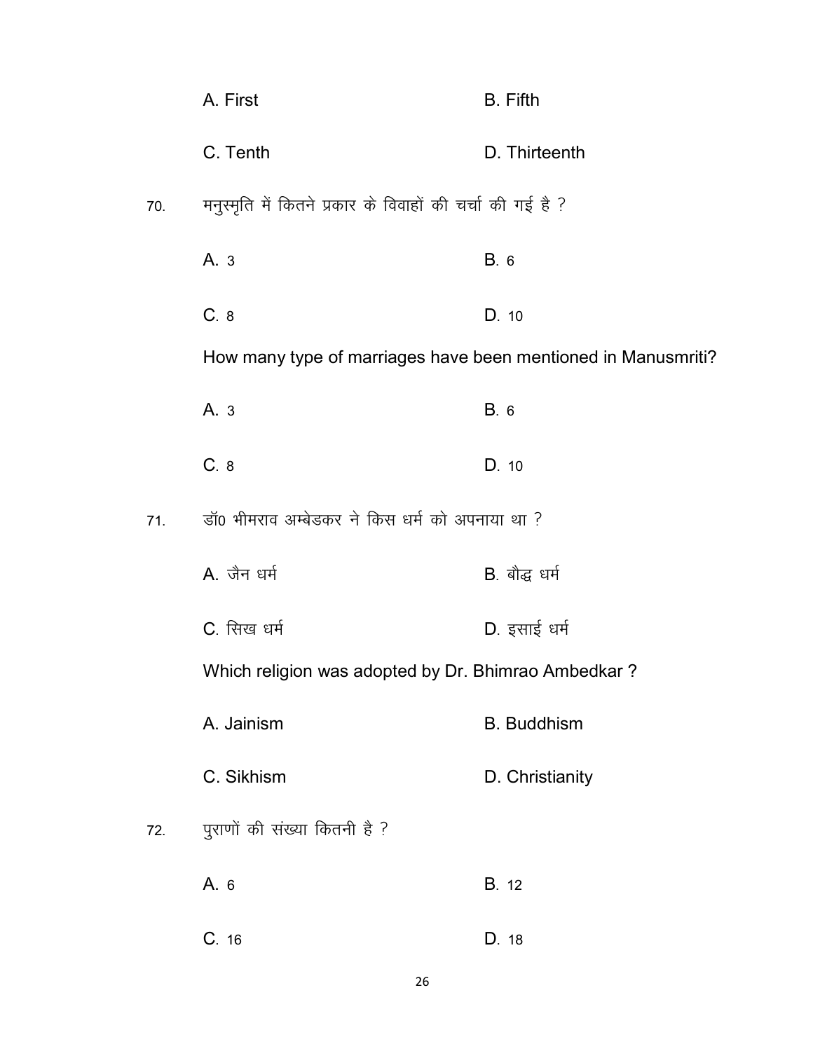A. First B. Fifth

C. Tenth D. Thirteenth

70. मनुस्मृति में कितने प्रकार के विवाहों की चर्चा की गई है ?

A. 3 B. 6

C. 8 D. 10

How many type of marriages have been mentioned in Manusmriti?

A. 3 B. 6

C. 8 D. 10

71. डॉ0 भीमराव अम्बेडकर ने किस धर्म को अपनाया था ?

A. जैन धर्म B. बौद्ध धर्म

C. सिख धर्म D. इसाई धर्म

Which religion was adopted by Dr. Bhimrao Ambedkar ?

A. Jainism B. Buddhism

C. Sikhism D. Christianity

72. पुराणों की संख्या कितनी है ?

A. 6 B. 12

C. 16 D. 18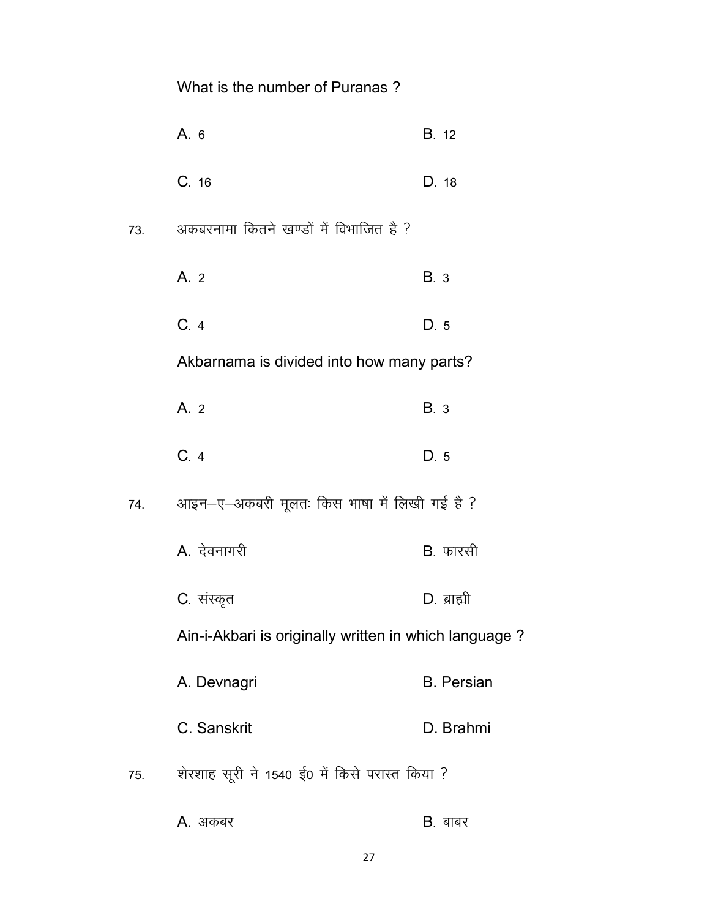What is the number of Puranas ?

A. 6 B. 12

C. 16 D. 18

73. अकबरनामा कितने खण्डों में विभाजित है ?

A. 2 B. 3

C. 4 D. 5

Akbarnama is divided into how many parts?

A. 2 B. 3

C. 4 D. 5

74. आइन–ए–अकबरी मूलतः किस भाषा में लिखी गई है ?

A. देवनागरी B. फारसी

C. संस्कृत D. ब्राह्मी

Ain-i-Akbari is originally written in which language ?

A. Devnagri B. Persian

C. Sanskrit D. Brahmi

75. शेरशाह सूरी ने 1540 ई0 में किसे परास्त किया ?

A. अकबर B. बाबर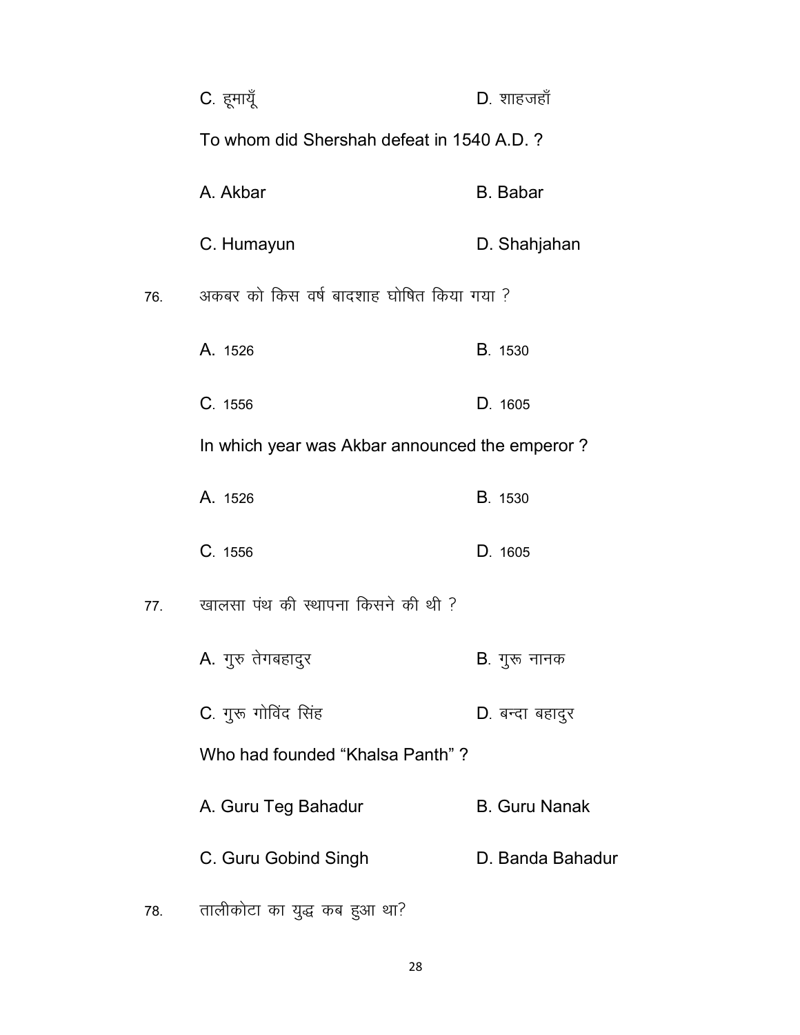C. हूमायूँ D. शाहजहाँ

To whom did Shershah defeat in 1540 A.D. ?

A. Akbar B. Babar

C. Humayun D. Shahjahan

76. अकबर को किस वर्ष बादशाह घोषित किया गया ?

A. 1526 B. 1530

C. 1556 D. 1605

In which year was Akbar announced the emperor ?

A. 1526 B. 1530

C. 1556 D. 1605

77. खालसा पंथ की स्थापना किसने की थी ?

A. गुरु तेगबहादुर B. गुरू नानक

C. गुरू गोविंद सिंह D. बन्दा बहादुर

Who had founded “Khalsa Panth” ?

A. Guru Teg Bahadur B. Guru Nanak

C. Guru Gobind Singh D. Banda Bahadur

78. तालीकोटा का युद्ध कब हुआ था?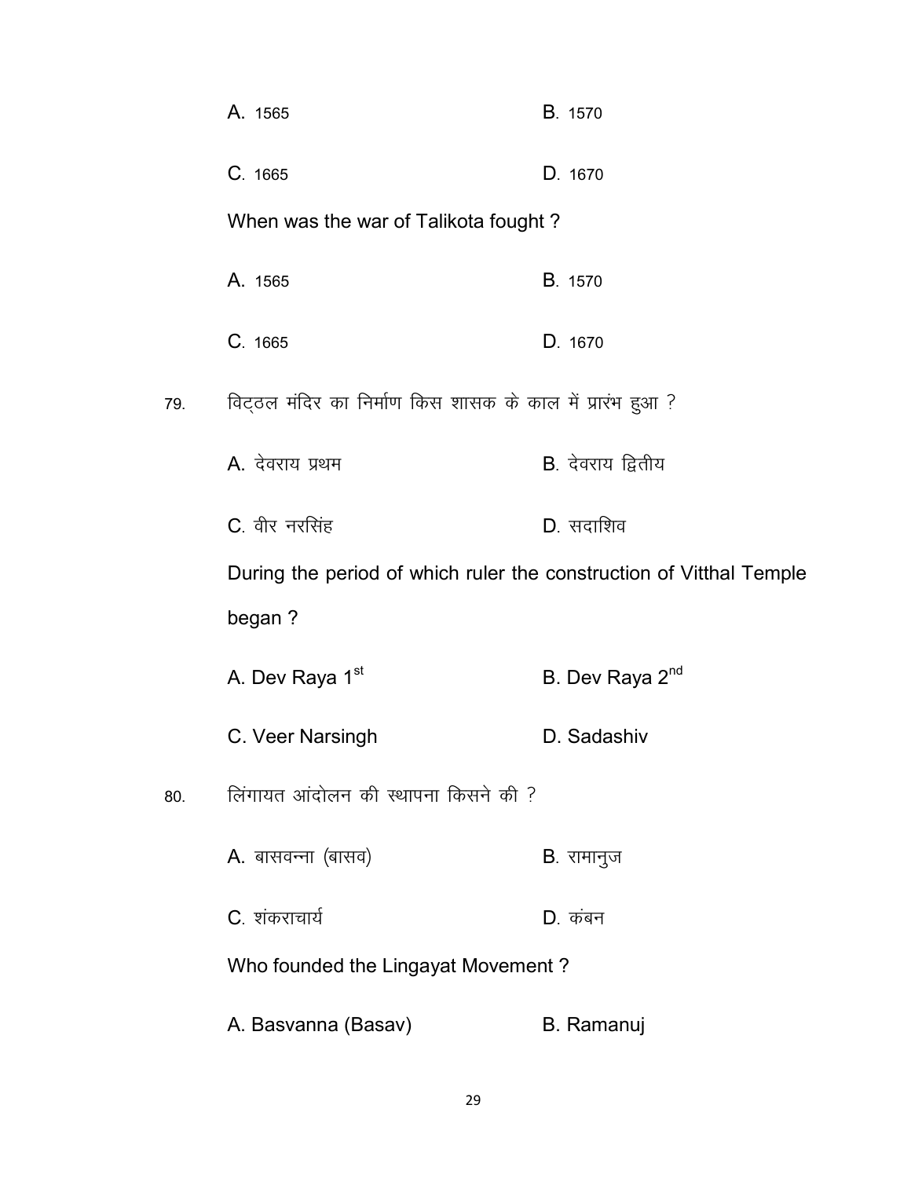A. 1565　　　　B. 1570

C. 1665　　　　D. 1670

When was the war of Talikota fought ?

A. 1565　　　　B. 1570

C. 1665　　　　D. 1670

79. विट्ठल मंदिर का निर्माण किस शासक के काल में प्रारंभ हुआ ?

A. देवराय प्रथम　　　　B. देवराय द्वितीय

C. वीर नरसिंह　　　　D. सदाशिव

During the period of which ruler the construction of Vitthal Temple began ?

A. Dev Raya 1st　　　　B. Dev Raya 2nd

C. Veer Narsingh　　　　D. Sadashiv

80. लिंगायत आंदोलन की स्थापना किसने की ?

A. बासवन्ना (बासव)　　　　B. रामानुज

C. शंकराचार्य　　　　D. कंबन

Who founded the Lingayat Movement ?

A. Basvanna (Basav)　　　　B. Ramanuj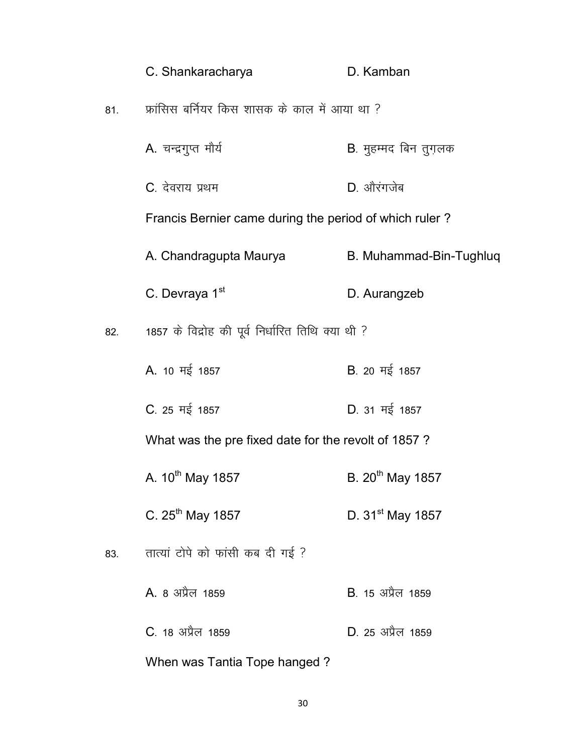C. Shankaracharya D. Kamban

81. फ्रांसिस बर्नियर किस शासक के काल में आया था ?

A. चन्द्रगुप्त मौर्य B. मुहम्मद बिन तुग़लक

C. देवराय प्रथम D. औरंगजेब

Francis Bernier came during the period of which ruler ?

A. Chandragupta Maurya B. Muhammad-Bin-Tughluq

C. Devraya 1st D. Aurangzeb

82. 1857 के विद्रोह की पूर्व निर्धारित तिथि क्या थी ?

A. 10 मई 1857 B. 20 मई 1857

C. 25 मई 1857 D. 31 मई 1857

What was the pre fixed date for the revolt of 1857 ?

A. 10th May 1857 B. 20th May 1857

C. 25th May 1857 D. 31st May 1857

83. तात्यां टोपे को फांसी कब दी गई ?

A. 8 अप्रैल 1859 B. 15 अप्रैल 1859

C. 18 अप्रैल 1859 D. 25 अप्रैल 1859

When was Tantia Tope hanged ?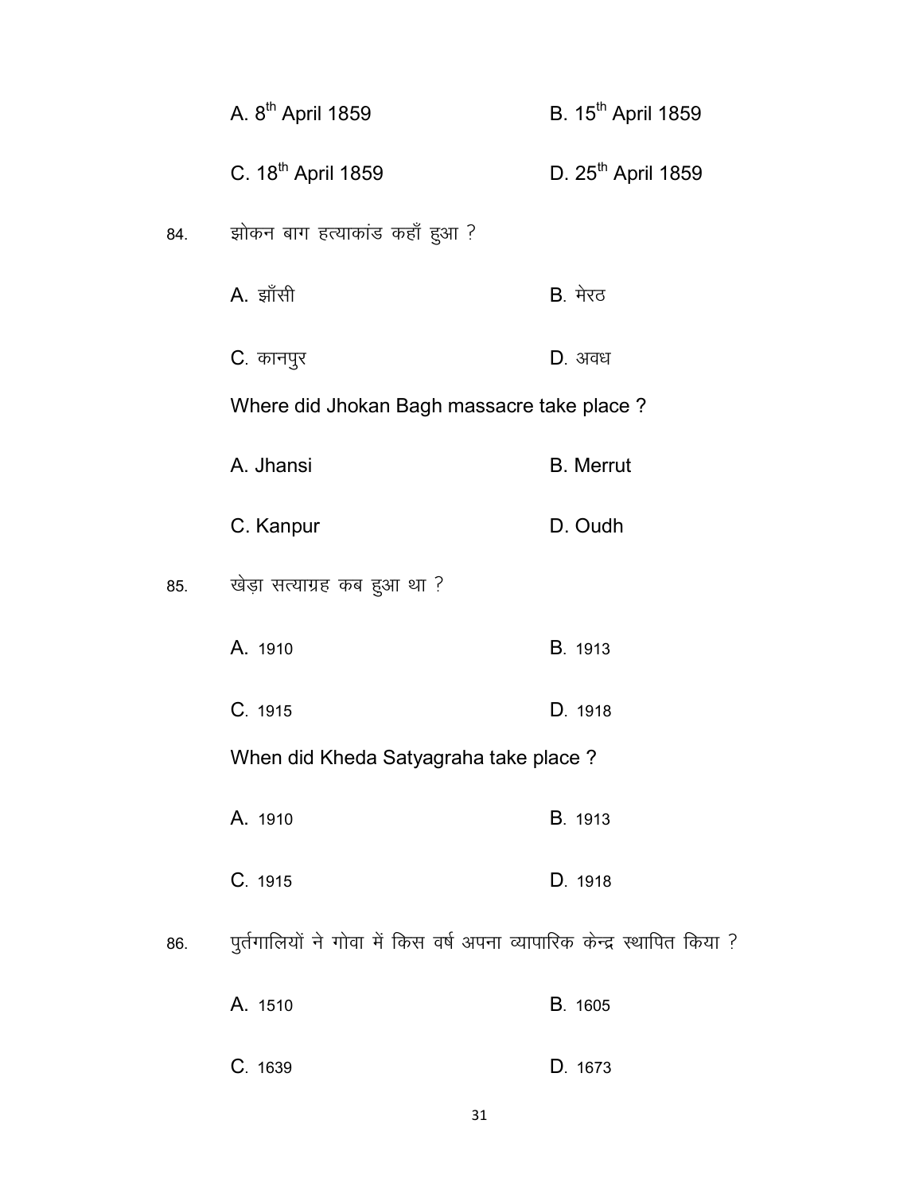A. $8^{th}$ April 1859　　B. $15^{th}$ April 1859

C. $18^{th}$ April 1859　　D. $25^{th}$ April 1859

84. झोकन बाग हत्याकांड कहाँ हुआ ?

A. झाँसी　　B. मेरठ

C. कानपुर　　D. अवध

Where did Jhokan Bagh massacre take place ?

A. Jhansi　　B. Merrut

C. Kanpur　　D. Oudh

85. खेड़ा सत्याग्रह कब हुआ था ?

A. 1910　　B. 1913

C. 1915　　D. 1918

When did Kheda Satyagraha take place ?

A. 1910　　B. 1913

C. 1915　　D. 1918

86. पुर्तगालियों ने गोवा में किस वर्ष अपना व्यापारिक केन्द्र स्थापित किया ?

A. 1510　　B. 1605

C. 1639　　D. 1673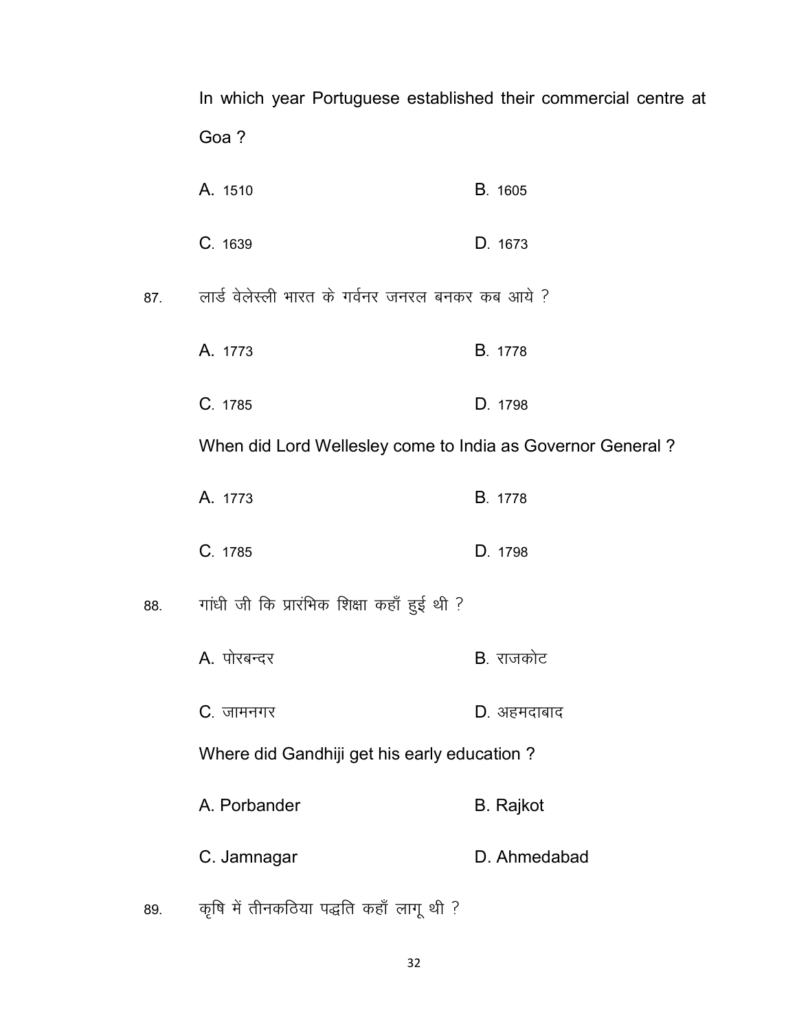In which year Portuguese established their commercial centre at Goa ?

A. 1510 B. 1605

C. 1639 D. 1673

87. लार्ड वेलेस्ली भारत के गर्वनर जनरल बनकर कब आये ?

A. 1773 B. 1778

C. 1785 D. 1798

When did Lord Wellesley come to India as Governor General ?

A. 1773 B. 1778

C. 1785 D. 1798

88. गांधी जी कि प्रारंभिक शिक्षा कहाँ हुई थी ?

A. पोरबन्दर B. राजकोट

C. जामनगर D. अहमदाबाद

Where did Gandhiji get his early education ?

A. Porbander B. Rajkot

C. Jamnagar D. Ahmedabad

89. कृषि में तीनकठिया पद्धति कहाँ लागू थी ?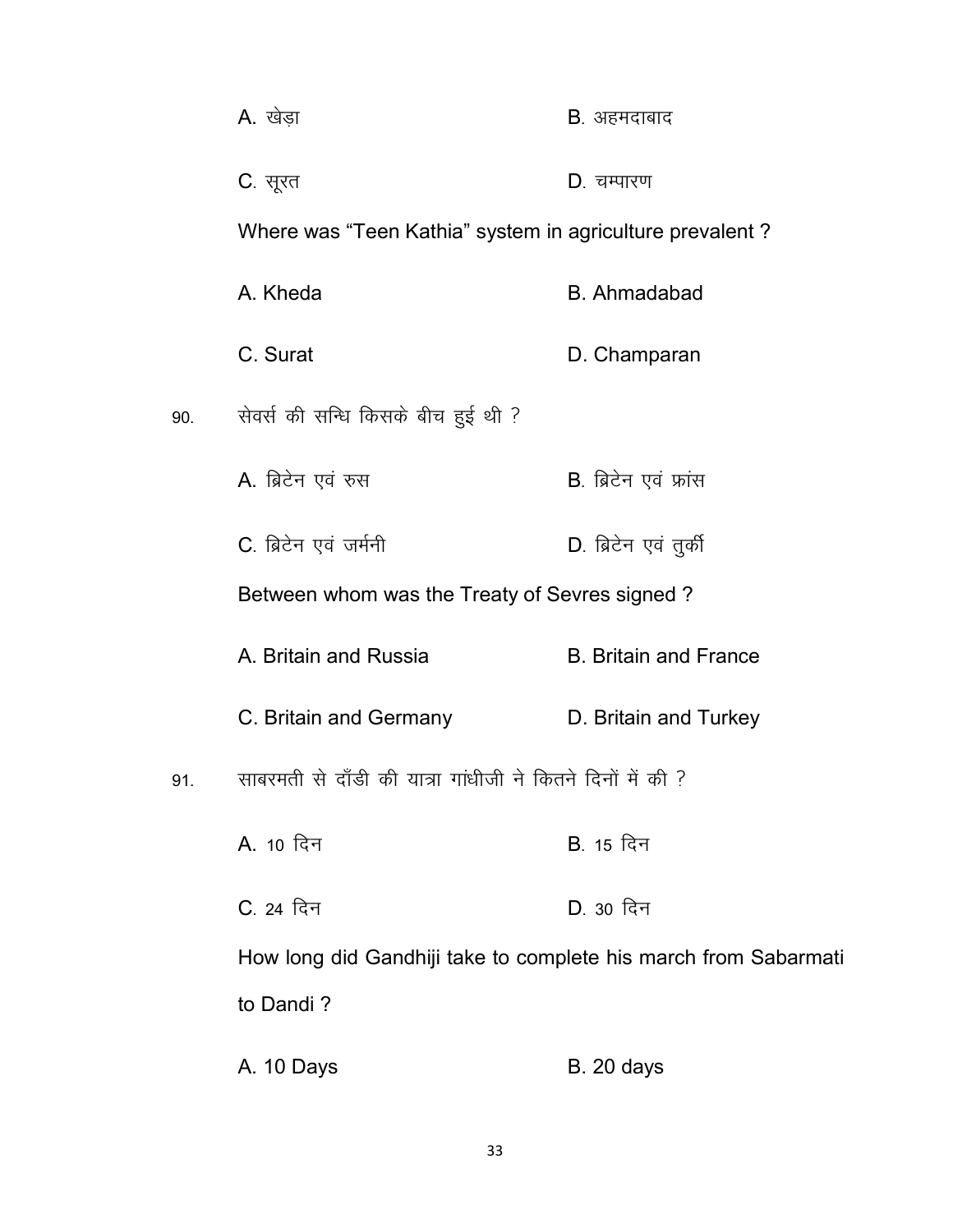A. खेड़ा B. अहमदाबाद

C. सूरत D. चम्पारण

Where was "Teen Kathia" system in agriculture prevalent ?

A. Kheda B. Ahmadabad

C. Surat D. Champaran

90. सेवर्स की सन्धि किसके बीच हुई थी ?

A. ब्रिटेन एवं रुस B. ब्रिटेन एवं फ्रांस

C. ब्रिटेन एवं जर्मनी D. ब्रिटेन एवं तुर्की

Between whom was the Treaty of Sevres signed ?

A. Britain and Russia B. Britain and France

C. Britain and Germany D. Britain and Turkey

91. साबरमती से दाँडी की यात्रा गांधीजी ने कितने दिनों में की ?

A. 10 दिन B. 15 दिन

C. 24 दिन D. 30 दिन

How long did Gandhiji take to complete his march from Sabarmati to Dandi ?

A. 10 Days B. 20 days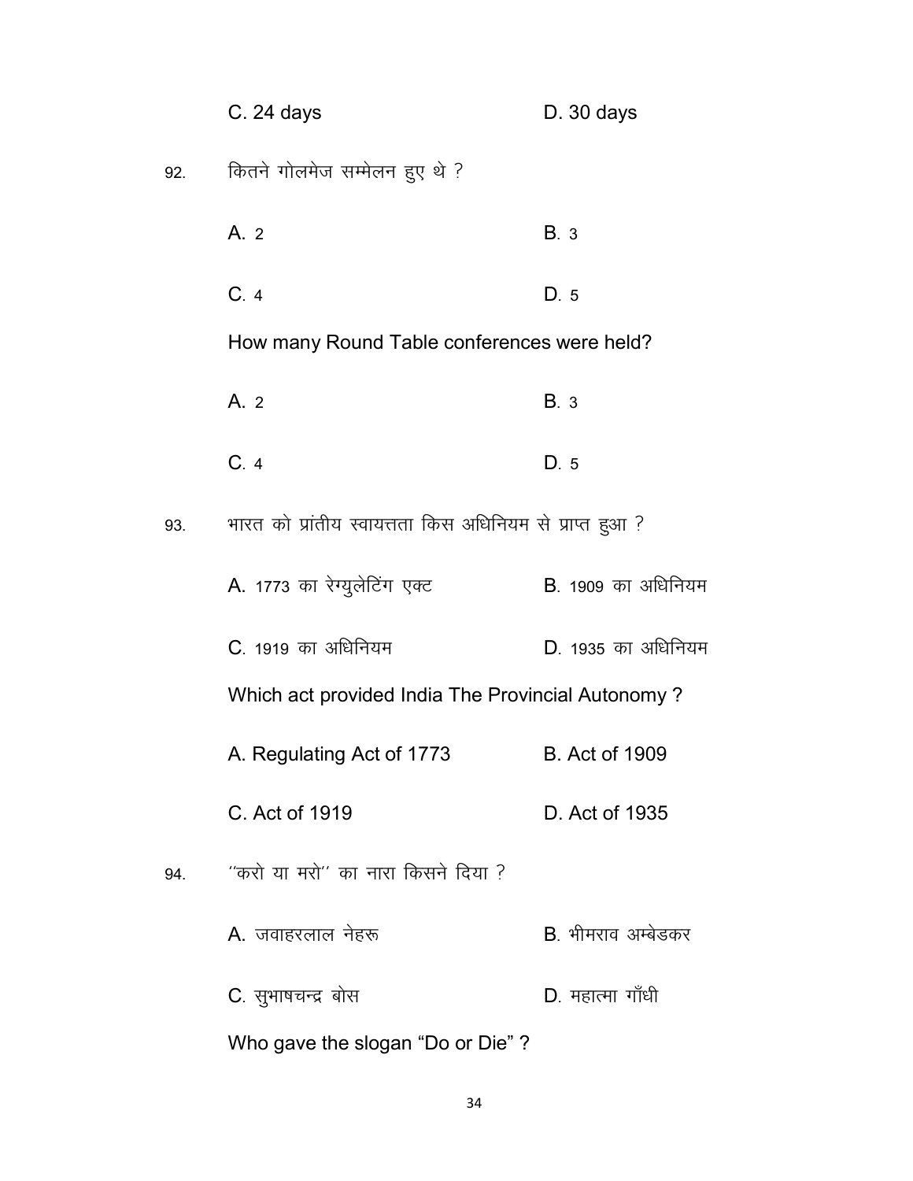C. 24 days D. 30 days

92. कितने गोलमेज सम्मेलन हुए थे ?

A. 2 B. 3

C. 4 D. 5

How many Round Table conferences were held?

A. 2 B. 3

C. 4 D. 5

93. भारत को प्रांतीय स्वायत्तता किस अधिनियम से प्राप्त हुआ ?

A. 1773 का रेग्युलेटिंग एक्ट B. 1909 का अधिनियम

C. 1919 का अधिनियम D. 1935 का अधिनियम

Which act provided India The Provincial Autonomy ?

A. Regulating Act of 1773 B. Act of 1909

C. Act of 1919 D. Act of 1935

94. ''करो या मरो'' का नारा किसने दिया ?

A. जवाहरलाल नेहरू B. भीमराव अम्बेडकर

C. सुभाषचन्द्र बोस D. महात्मा गाँधी

Who gave the slogan "Do or Die" ?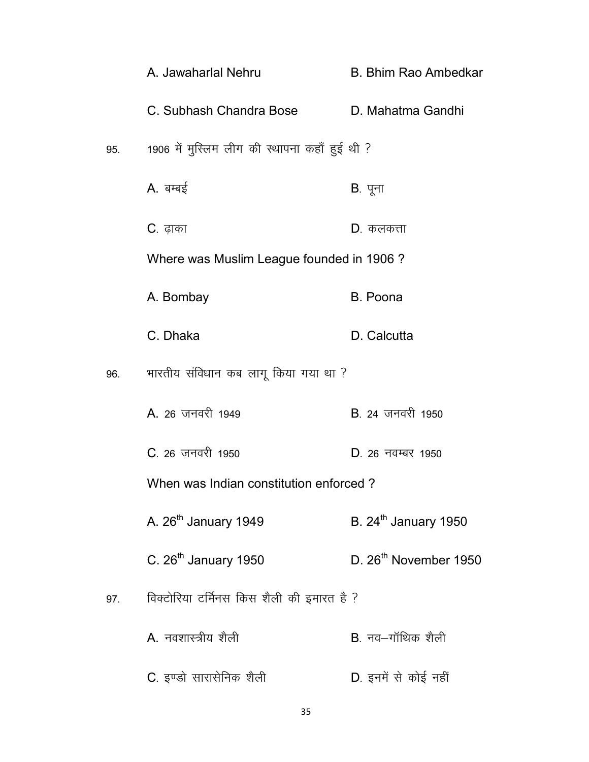A. Jawaharlal Nehru B. Bhim Rao Ambedkar

C. Subhash Chandra Bose D. Mahatma Gandhi

95. 1906 में मुस्लिम लीग की स्थापना कहाँ हुई थी ?

A. बम्बई B. पूना

C. ढ़ाका D. कलकत्ता

Where was Muslim League founded in 1906 ?

A. Bombay B. Poona

C. Dhaka D. Calcutta

96. भारतीय संविधान कब लागू किया गया था ?

A. 26 जनवरी 1949 B. 24 जनवरी 1950

C. 26 जनवरी 1950 D. 26 नवम्बर 1950

When was Indian constitution enforced ?

A. 26th January 1949 B. 24th January 1950

C. 26th January 1950 D. 26th November 1950

97. विक्टोरिया टर्मिनस किस शैली की इमारत है ?

A. नवशास्त्रीय शैली B. नव–गॉथिक शैली

C. इण्डो सारासेनिक शैली D. इनमें से कोई नहीं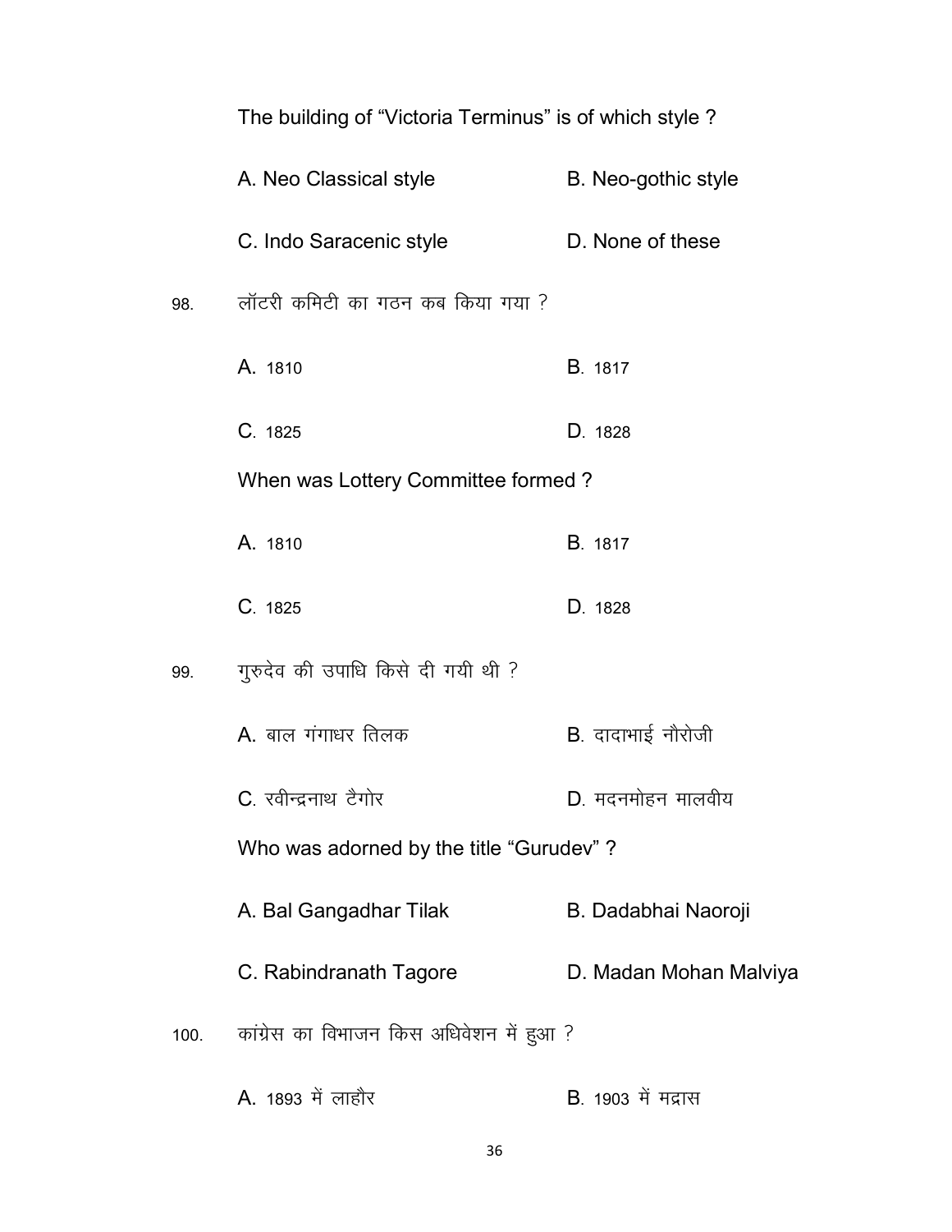The building of "Victoria Terminus" is of which style ?

A. Neo Classical style B. Neo-gothic style

C. Indo Saracenic style D. None of these

98. लॉटरी कमिटी का गठन कब किया गया ?

A. 1810 B. 1817

C. 1825 D. 1828

When was Lottery Committee formed ?

A. 1810 B. 1817

C. 1825 D. 1828

99. गुरुदेव की उपाधि किसे दी गयी थी ?

A. बाल गंगाधर तिलक B. दादाभाई नौरोजी

C. रवीन्द्रनाथ टैगोर D. मदनमोहन मालवीय

Who was adorned by the title "Gurudev" ?

A. Bal Gangadhar Tilak B. Dadabhai Naoroji

C. Rabindranath Tagore D. Madan Mohan Malviya

100. कांग्रेस का विभाजन किस अधिवेशन में हुआ ?

A. 1893 में लाहौर B. 1903 में मद्रास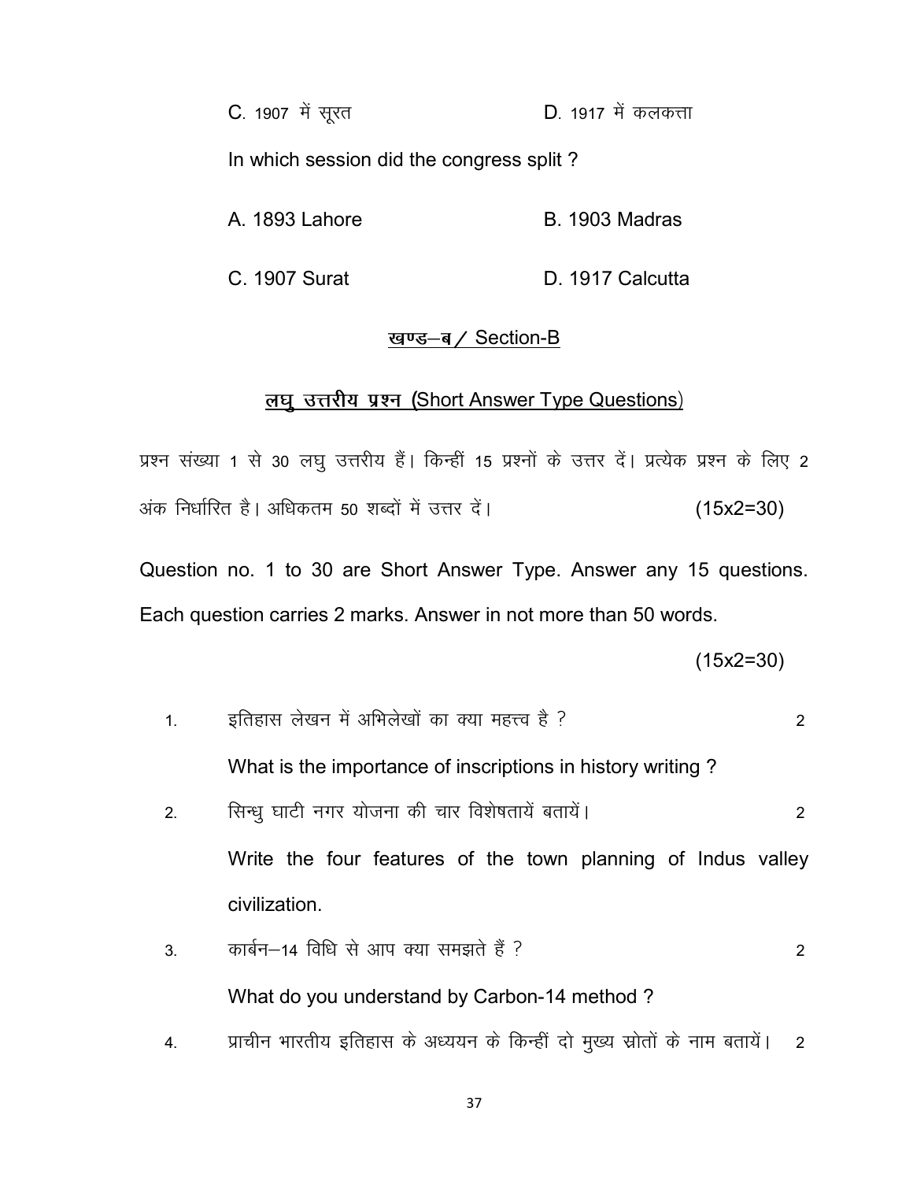C. 1907 में सूरत D. 1917 में कलकत्ता

In which session did the congress split ?

A. 1893 Lahore B. 1903 Madras

C. 1907 Surat D. 1917 Calcutta

## खण्ड–ब / Section-B

### लघु उत्तरीय प्रश्न (Short Answer Type Questions)

प्रश्न संख्या 1 से 30 लघु उत्तरीय हैं। किन्हीं 15 प्रश्नों के उत्तर दें। प्रत्येक प्रश्न के लिए 2 अंक निर्धारित है। अधिकतम 50 शब्दों में उत्तर दें। (15x2=30)

Question no. 1 to 30 are Short Answer Type. Answer any 15 questions. Each question carries 2 marks. Answer in not more than 50 words.

(15x2=30)

1. इतिहास लेखन में अभिलेखों का क्या महत्त्व है ? 2

   What is the importance of inscriptions in history writing ?

2. सिन्धु घाटी नगर योजना की चार विशेषतायें बतायें। 2

   Write the four features of the town planning of Indus valley civilization.

3. कार्बन–14 विधि से आप क्या समझते हैं ? 2

   What do you understand by Carbon-14 method ?

4. प्राचीन भारतीय इतिहास के अध्ययन के किन्हीं दो मुख्य स्रोतों के नाम बतायें। 2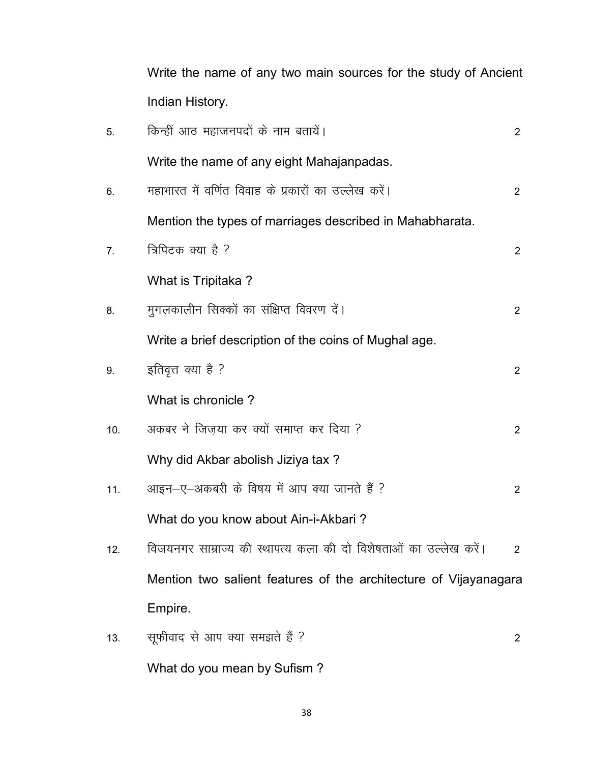Write the name of any two main sources for the study of Ancient Indian History.

5. किन्हीं आठ महाजनपदों के नाम बतायें। 2

   Write the name of any eight Mahajanpadas.

6. महाभारत में वर्णित विवाह के प्रकारों का उल्लेख करें। 2

   Mention the types of marriages described in Mahabharata.

7. त्रिपिटक क्या है ? 2

   What is Tripitaka ?

8. मुगलकालीन सिक्कों का संक्षिप्त विवरण दें। 2

   Write a brief description of the coins of Mughal age.

9. इतिवृत्त क्या है ? 2

   What is chronicle ?

10. अकबर ने जिज़या कर क्यों समाप्त कर दिया ? 2

    Why did Akbar abolish Jiziya tax ?

11. आइन–ए–अकबरी के विषय में आप क्या जानते हैं ? 2

    What do you know about Ain-i-Akbari ?

12. विजयनगर साम्राज्य की स्थापत्य कला की दो विशेषताओं का उल्लेख करें। 2

    Mention two salient features of the architecture of Vijayanagara Empire.

13. सूफीवाद से आप क्या समझते हैं ? 2

    What do you mean by Sufism ?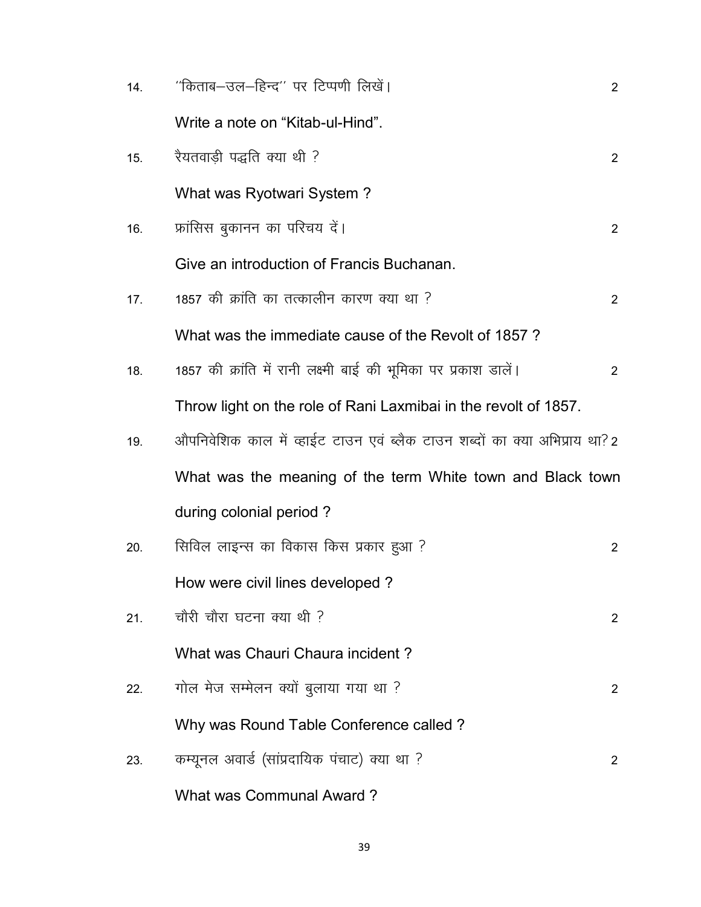14. "किताब–उल–हिन्द" पर टिप्पणी लिखें। 2

    Write a note on "Kitab-ul-Hind".

15. रैयतवाड़ी पद्धति क्या थी ? 2

    What was Ryotwari System ?

16. फ्रांसिस बुकानन का परिचय दें। 2

    Give an introduction of Francis Buchanan.

17. 1857 की क्रांति का तत्कालीन कारण क्या था ? 2

    What was the immediate cause of the Revolt of 1857 ?

18. 1857 की क्रांति में रानी लक्ष्मी बाई की भूमिका पर प्रकाश डालें। 2

    Throw light on the role of Rani Laxmibai in the revolt of 1857.

19. औपनिवेशिक काल में व्हाईट टाउन एवं ब्लैक टाउन शब्दों का क्या अभिप्राय था? 2

    What was the meaning of the term White town and Black town during colonial period ?

20. सिविल लाइन्स का विकास किस प्रकार हुआ ? 2

    How were civil lines developed ?

21. चौरी चौरा घटना क्या थी ? 2

    What was Chauri Chaura incident ?

22. गोल मेज सम्मेलन क्यों बुलाया गया था ? 2

    Why was Round Table Conference called ?

23. कम्यूनल अवार्ड (सांप्रदायिक पंचाट) क्या था ? 2

    What was Communal Award ?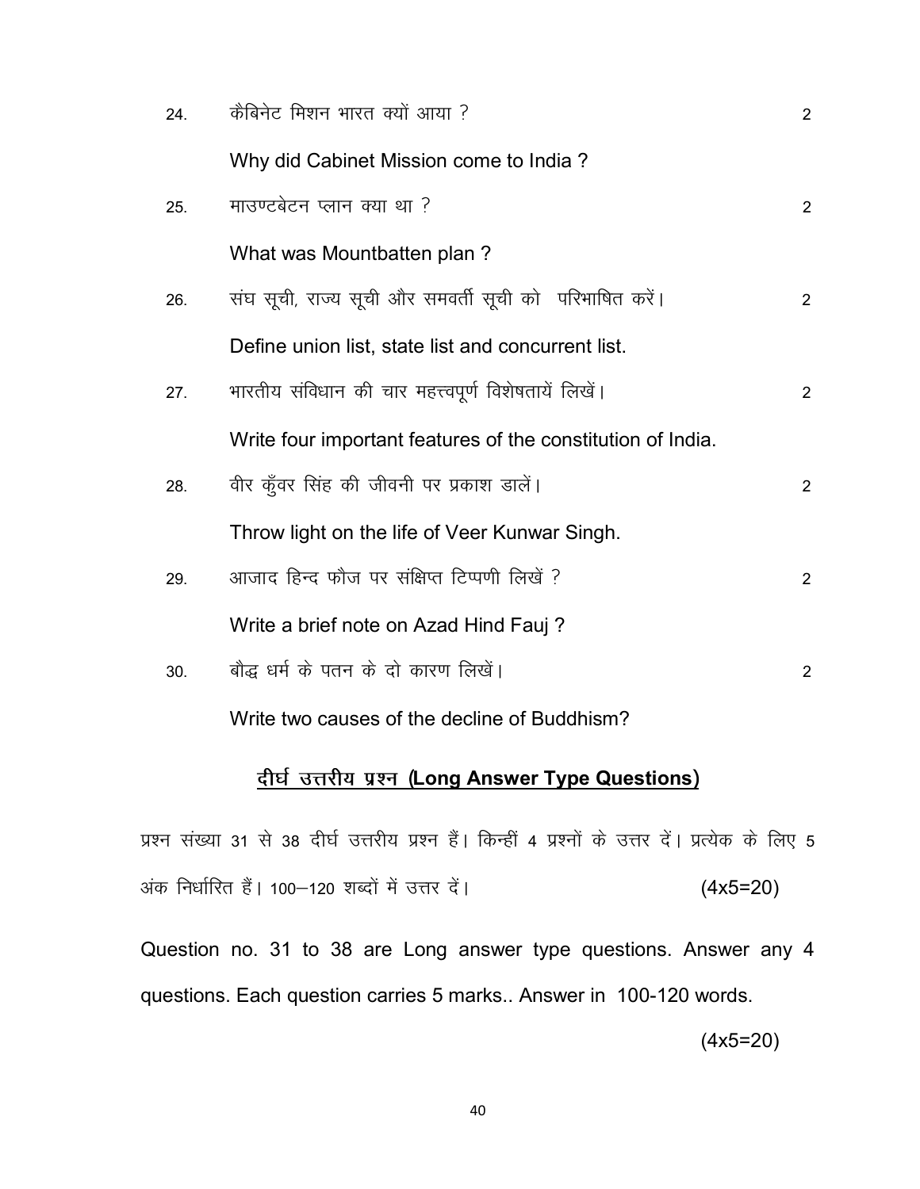24. कैबिनेट मिशन भारत क्यों आया ? 2

Why did Cabinet Mission come to India ?

25. माउण्टबेटन प्लान क्या था ? 2

What was Mountbatten plan ?

26. संघ सूची, राज्य सूची और समवर्ती सूची को परिभाषित करें। 2

Define union list, state list and concurrent list.

27. भारतीय संविधान की चार महत्त्वपूर्ण विशेषतायें लिखें। 2

Write four important features of the constitution of India.

28. वीर कुँवर सिंह की जीवनी पर प्रकाश डालें। 2

Throw light on the life of Veer Kunwar Singh.

29. आजाद हिन्द फौज पर संक्षिप्त टिप्पणी लिखें ? 2

Write a brief note on Azad Hind Fauj ?

30. बौद्ध धर्म के पतन के दो कारण लिखें। 2

Write two causes of the decline of Buddhism?

## दीर्घ उत्तरीय प्रश्न (Long Answer Type Questions)

प्रश्न संख्या 31 से 38 दीर्घ उत्तरीय प्रश्न हैं। किन्हीं 4 प्रश्नों के उत्तर दें। प्रत्येक के लिए 5 अंक निर्धारित हैं। 100–120 शब्दों में उत्तर दें। (4x5=20)

Question no. 31 to 38 are Long answer type questions. Answer any 4 questions. Each question carries 5 marks.. Answer in 100-120 words.

(4x5=20)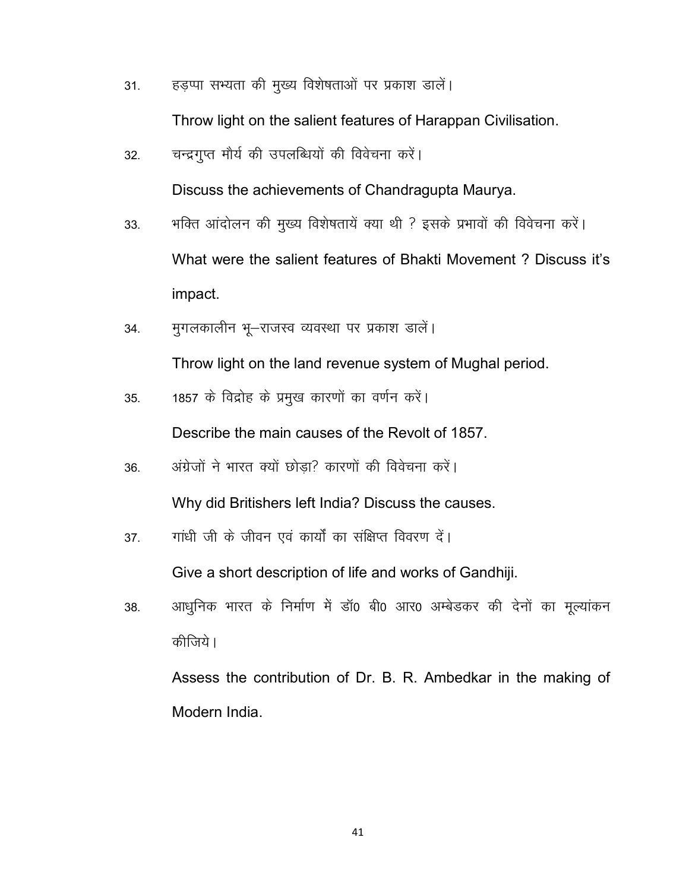31. हड़प्पा सभ्यता की मुख्य विशेषताओं पर प्रकाश डालें।

    Throw light on the salient features of Harappan Civilisation.

32. चन्द्रगुप्त मौर्य की उपलब्धियों की विवेचना करें।

    Discuss the achievements of Chandragupta Maurya.

33. भक्ति आंदोलन की मुख्य विशेषतायें क्या थी ? इसके प्रभावों की विवेचना करें।

    What were the salient features of Bhakti Movement ? Discuss it's impact.

34. मुगलकालीन भू–राजस्व व्यवस्था पर प्रकाश डालें।

    Throw light on the land revenue system of Mughal period.

35. 1857 के विद्रोह के प्रमुख कारणों का वर्णन करें।

    Describe the main causes of the Revolt of 1857.

36. अंग्रेजों ने भारत क्यों छोड़ा? कारणों की विवेचना करें।

    Why did Britishers left India? Discuss the causes.

37. गांधी जी के जीवन एवं कार्यों का संक्षिप्त विवरण दें।

    Give a short description of life and works of Gandhiji.

38. आधुनिक भारत के निर्माण में डॉ0 बी0 आर0 अम्बेडकर की देनों का मूल्यांकन कीजिये।

    Assess the contribution of Dr. B. R. Ambedkar in the making of Modern India.